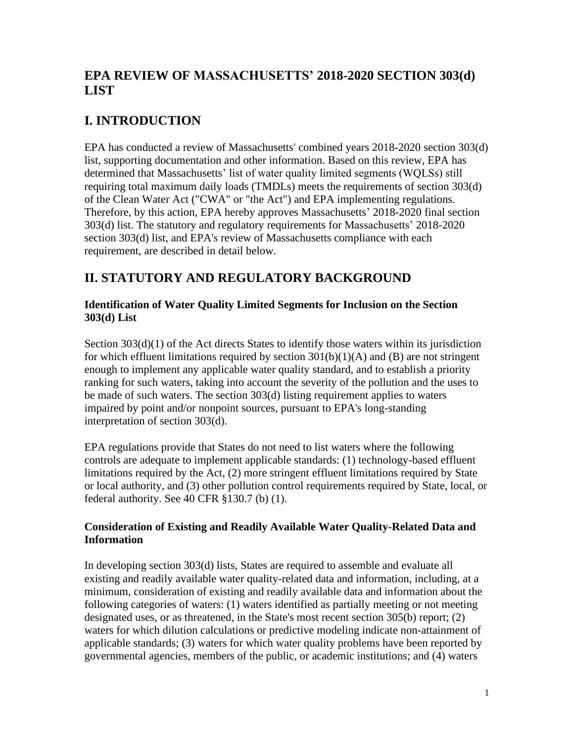# EPA REVIEW OF MASSACHUSETTS' 2018-2020 SECTION 303(d) LIST

# I. INTRODUCTION

EPA has conducted a review of Massachusetts' combined years 2018-2020 section 303(d) list, supporting documentation and other information. Based on this review, EPA has determined that Massachusetts' list of water quality limited segments (WQLSs) still requiring total maximum daily loads (TMDLs) meets the requirements of section 303(d) of the Clean Water Act ("CWA" or "the Act") and EPA implementing regulations. Therefore, by this action, EPA hereby approves Massachusetts' 2018-2020 final section 303(d) list. The statutory and regulatory requirements for Massachusetts' 2018-2020 section 303(d) list, and EPA's review of Massachusetts compliance with each requirement, are described in detail below.

# II. STATUTORY AND REGULATORY BACKGROUND

### Identification of Water Quality Limited Segments for Inclusion on the Section 303(d) List

Section 303(d)(1) of the Act directs States to identify those waters within its jurisdiction for which effluent limitations required by section 301(b)(1)(A) and (B) are not stringent enough to implement any applicable water quality standard, and to establish a priority ranking for such waters, taking into account the severity of the pollution and the uses to be made of such waters. The section 303(d) listing requirement applies to waters impaired by point and/or nonpoint sources, pursuant to EPA's long-standing interpretation of section 303(d).

EPA regulations provide that States do not need to list waters where the following controls are adequate to implement applicable standards: (1) technology-based effluent limitations required by the Act, (2) more stringent effluent limitations required by State or local authority, and (3) other pollution control requirements required by State, local, or federal authority. See 40 CFR §130.7 (b) (1).

### Consideration of Existing and Readily Available Water Quality-Related Data and Information

In developing section 303(d) lists, States are required to assemble and evaluate all existing and readily available water quality-related data and information, including, at a minimum, consideration of existing and readily available data and information about the following categories of waters: (1) waters identified as partially meeting or not meeting designated uses, or as threatened, in the State's most recent section 305(b) report; (2) waters for which dilution calculations or predictive modeling indicate non-attainment of applicable standards; (3) waters for which water quality problems have been reported by governmental agencies, members of the public, or academic institutions; and (4) waters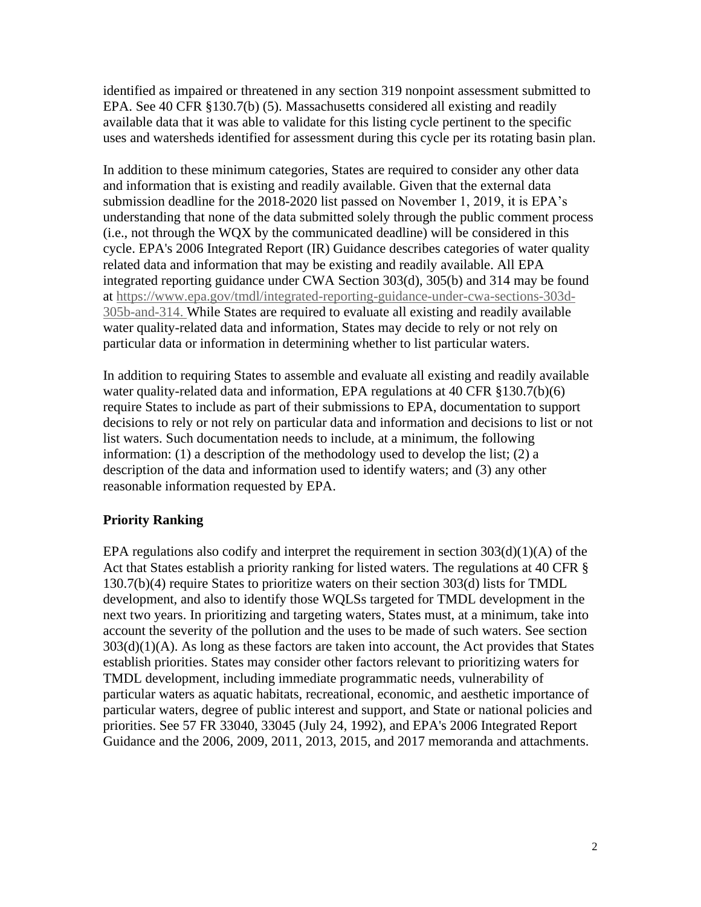identified as impaired or threatened in any section 319 nonpoint assessment submitted to EPA. See 40 CFR §130.7(b) (5). Massachusetts considered all existing and readily available data that it was able to validate for this listing cycle pertinent to the specific uses and watersheds identified for assessment during this cycle per its rotating basin plan.

In addition to these minimum categories, States are required to consider any other data and information that is existing and readily available. Given that the external data submission deadline for the 2018-2020 list passed on November 1, 2019, it is EPA's understanding that none of the data submitted solely through the public comment process (i.e., not through the WQX by the communicated deadline) will be considered in this cycle. EPA's 2006 Integrated Report (IR) Guidance describes categories of water quality related data and information that may be existing and readily available. All EPA integrated reporting guidance under CWA Section 303(d), 305(b) and 314 may be found at https://www.epa.gov/tmdl/integrated-reporting-guidance-under-cwa-sections-303d-305b-and-314. While States are required to evaluate all existing and readily available water quality-related data and information, States may decide to rely or not rely on particular data or information in determining whether to list particular waters.

In addition to requiring States to assemble and evaluate all existing and readily available water quality-related data and information, EPA regulations at 40 CFR §130.7(b)(6) require States to include as part of their submissions to EPA, documentation to support decisions to rely or not rely on particular data and information and decisions to list or not list waters. Such documentation needs to include, at a minimum, the following information: (1) a description of the methodology used to develop the list; (2) a description of the data and information used to identify waters; and (3) any other reasonable information requested by EPA.

**Priority Ranking**

EPA regulations also codify and interpret the requirement in section 303(d)(1)(A) of the Act that States establish a priority ranking for listed waters. The regulations at 40 CFR § 130.7(b)(4) require States to prioritize waters on their section 303(d) lists for TMDL development, and also to identify those WQLSs targeted for TMDL development in the next two years. In prioritizing and targeting waters, States must, at a minimum, take into account the severity of the pollution and the uses to be made of such waters. See section 303(d)(1)(A). As long as these factors are taken into account, the Act provides that States establish priorities. States may consider other factors relevant to prioritizing waters for TMDL development, including immediate programmatic needs, vulnerability of particular waters as aquatic habitats, recreational, economic, and aesthetic importance of particular waters, degree of public interest and support, and State or national policies and priorities. See 57 FR 33040, 33045 (July 24, 1992), and EPA's 2006 Integrated Report Guidance and the 2006, 2009, 2011, 2013, 2015, and 2017 memoranda and attachments.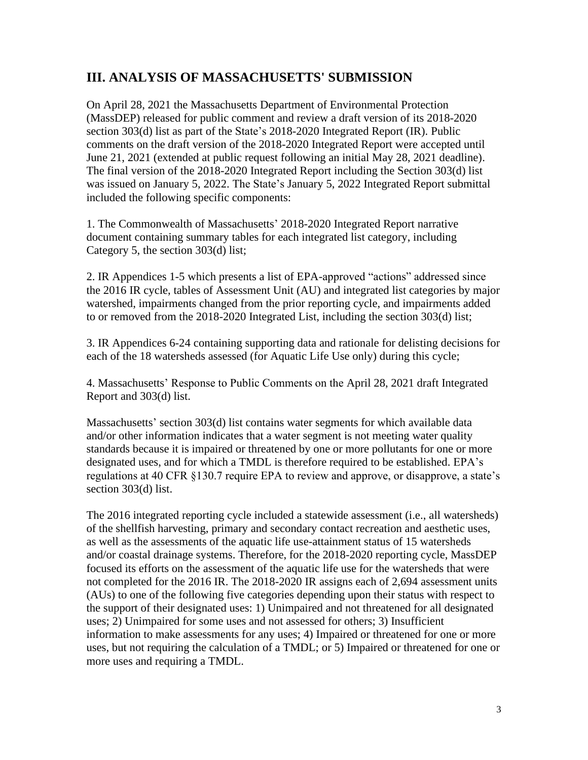## III. ANALYSIS OF MASSACHUSETTS' SUBMISSION

On April 28, 2021 the Massachusetts Department of Environmental Protection (MassDEP) released for public comment and review a draft version of its 2018-2020 section 303(d) list as part of the State's 2018-2020 Integrated Report (IR). Public comments on the draft version of the 2018-2020 Integrated Report were accepted until June 21, 2021 (extended at public request following an initial May 28, 2021 deadline). The final version of the 2018-2020 Integrated Report including the Section 303(d) list was issued on January 5, 2022. The State's January 5, 2022 Integrated Report submittal included the following specific components:

1. The Commonwealth of Massachusetts' 2018-2020 Integrated Report narrative document containing summary tables for each integrated list category, including Category 5, the section 303(d) list;

2. IR Appendices 1-5 which presents a list of EPA-approved "actions" addressed since the 2016 IR cycle, tables of Assessment Unit (AU) and integrated list categories by major watershed, impairments changed from the prior reporting cycle, and impairments added to or removed from the 2018-2020 Integrated List, including the section 303(d) list;

3. IR Appendices 6-24 containing supporting data and rationale for delisting decisions for each of the 18 watersheds assessed (for Aquatic Life Use only) during this cycle;

4. Massachusetts' Response to Public Comments on the April 28, 2021 draft Integrated Report and 303(d) list.

Massachusetts' section 303(d) list contains water segments for which available data and/or other information indicates that a water segment is not meeting water quality standards because it is impaired or threatened by one or more pollutants for one or more designated uses, and for which a TMDL is therefore required to be established. EPA's regulations at 40 CFR §130.7 require EPA to review and approve, or disapprove, a state's section 303(d) list.

The 2016 integrated reporting cycle included a statewide assessment (i.e., all watersheds) of the shellfish harvesting, primary and secondary contact recreation and aesthetic uses, as well as the assessments of the aquatic life use-attainment status of 15 watersheds and/or coastal drainage systems. Therefore, for the 2018-2020 reporting cycle, MassDEP focused its efforts on the assessment of the aquatic life use for the watersheds that were not completed for the 2016 IR. The 2018-2020 IR assigns each of 2,694 assessment units (AUs) to one of the following five categories depending upon their status with respect to the support of their designated uses: 1) Unimpaired and not threatened for all designated uses; 2) Unimpaired for some uses and not assessed for others; 3) Insufficient information to make assessments for any uses; 4) Impaired or threatened for one or more uses, but not requiring the calculation of a TMDL; or 5) Impaired or threatened for one or more uses and requiring a TMDL.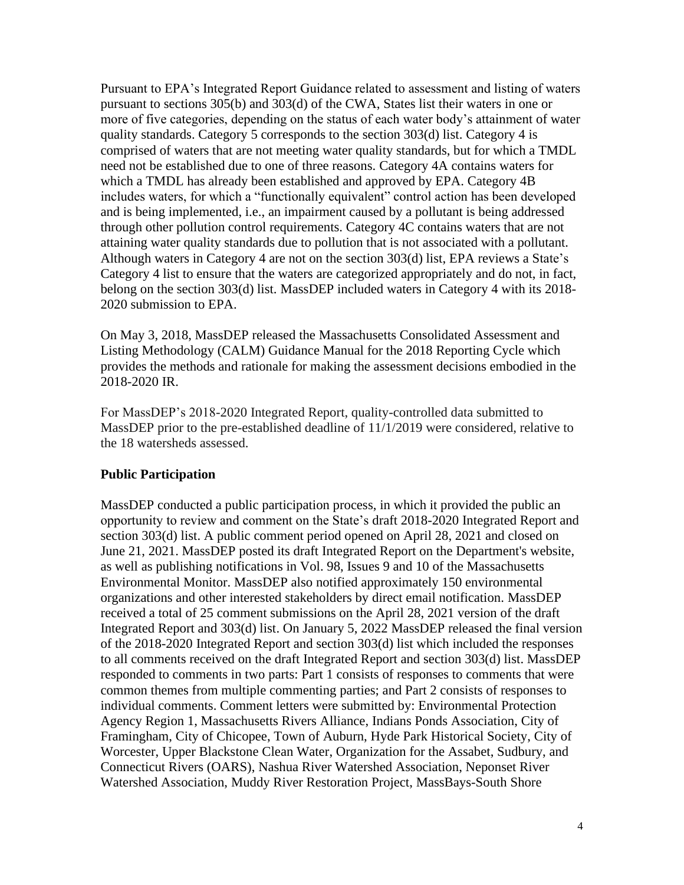Pursuant to EPA's Integrated Report Guidance related to assessment and listing of waters pursuant to sections 305(b) and 303(d) of the CWA, States list their waters in one or more of five categories, depending on the status of each water body's attainment of water quality standards. Category 5 corresponds to the section 303(d) list. Category 4 is comprised of waters that are not meeting water quality standards, but for which a TMDL need not be established due to one of three reasons. Category 4A contains waters for which a TMDL has already been established and approved by EPA. Category 4B includes waters, for which a "functionally equivalent" control action has been developed and is being implemented, i.e., an impairment caused by a pollutant is being addressed through other pollution control requirements. Category 4C contains waters that are not attaining water quality standards due to pollution that is not associated with a pollutant. Although waters in Category 4 are not on the section 303(d) list, EPA reviews a State's Category 4 list to ensure that the waters are categorized appropriately and do not, in fact, belong on the section 303(d) list. MassDEP included waters in Category 4 with its 2018-2020 submission to EPA.

On May 3, 2018, MassDEP released the Massachusetts Consolidated Assessment and Listing Methodology (CALM) Guidance Manual for the 2018 Reporting Cycle which provides the methods and rationale for making the assessment decisions embodied in the 2018-2020 IR.

For MassDEP's 2018-2020 Integrated Report, quality-controlled data submitted to MassDEP prior to the pre-established deadline of 11/1/2019 were considered, relative to the 18 watersheds assessed.

**Public Participation**

MassDEP conducted a public participation process, in which it provided the public an opportunity to review and comment on the State's draft 2018-2020 Integrated Report and section 303(d) list. A public comment period opened on April 28, 2021 and closed on June 21, 2021. MassDEP posted its draft Integrated Report on the Department's website, as well as publishing notifications in Vol. 98, Issues 9 and 10 of the Massachusetts Environmental Monitor. MassDEP also notified approximately 150 environmental organizations and other interested stakeholders by direct email notification. MassDEP received a total of 25 comment submissions on the April 28, 2021 version of the draft Integrated Report and 303(d) list. On January 5, 2022 MassDEP released the final version of the 2018-2020 Integrated Report and section 303(d) list which included the responses to all comments received on the draft Integrated Report and section 303(d) list. MassDEP responded to comments in two parts: Part 1 consists of responses to comments that were common themes from multiple commenting parties; and Part 2 consists of responses to individual comments. Comment letters were submitted by: Environmental Protection Agency Region 1, Massachusetts Rivers Alliance, Indians Ponds Association, City of Framingham, City of Chicopee, Town of Auburn, Hyde Park Historical Society, City of Worcester, Upper Blackstone Clean Water, Organization for the Assabet, Sudbury, and Connecticut Rivers (OARS), Nashua River Watershed Association, Neponset River Watershed Association, Muddy River Restoration Project, MassBays-South Shore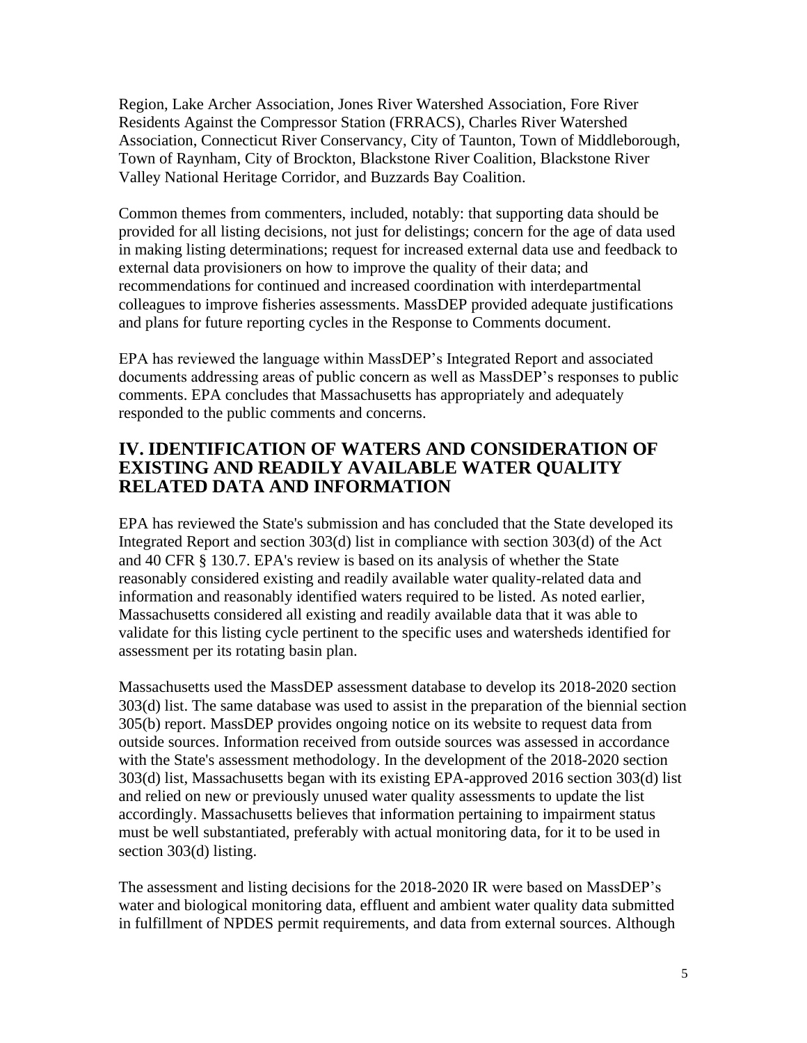Region, Lake Archer Association, Jones River Watershed Association, Fore River Residents Against the Compressor Station (FRRACS), Charles River Watershed Association, Connecticut River Conservancy, City of Taunton, Town of Middleborough, Town of Raynham, City of Brockton, Blackstone River Coalition, Blackstone River Valley National Heritage Corridor, and Buzzards Bay Coalition.

Common themes from commenters, included, notably: that supporting data should be provided for all listing decisions, not just for delistings; concern for the age of data used in making listing determinations; request for increased external data use and feedback to external data provisioners on how to improve the quality of their data; and recommendations for continued and increased coordination with interdepartmental colleagues to improve fisheries assessments. MassDEP provided adequate justifications and plans for future reporting cycles in the Response to Comments document.

EPA has reviewed the language within MassDEP's Integrated Report and associated documents addressing areas of public concern as well as MassDEP's responses to public comments. EPA concludes that Massachusetts has appropriately and adequately responded to the public comments and concerns.

## IV. IDENTIFICATION OF WATERS AND CONSIDERATION OF EXISTING AND READILY AVAILABLE WATER QUALITY RELATED DATA AND INFORMATION

EPA has reviewed the State's submission and has concluded that the State developed its Integrated Report and section 303(d) list in compliance with section 303(d) of the Act and 40 CFR § 130.7. EPA's review is based on its analysis of whether the State reasonably considered existing and readily available water quality-related data and information and reasonably identified waters required to be listed. As noted earlier, Massachusetts considered all existing and readily available data that it was able to validate for this listing cycle pertinent to the specific uses and watersheds identified for assessment per its rotating basin plan.

Massachusetts used the MassDEP assessment database to develop its 2018-2020 section 303(d) list. The same database was used to assist in the preparation of the biennial section 305(b) report. MassDEP provides ongoing notice on its website to request data from outside sources. Information received from outside sources was assessed in accordance with the State's assessment methodology. In the development of the 2018-2020 section 303(d) list, Massachusetts began with its existing EPA-approved 2016 section 303(d) list and relied on new or previously unused water quality assessments to update the list accordingly. Massachusetts believes that information pertaining to impairment status must be well substantiated, preferably with actual monitoring data, for it to be used in section 303(d) listing.

The assessment and listing decisions for the 2018-2020 IR were based on MassDEP's water and biological monitoring data, effluent and ambient water quality data submitted in fulfillment of NPDES permit requirements, and data from external sources. Although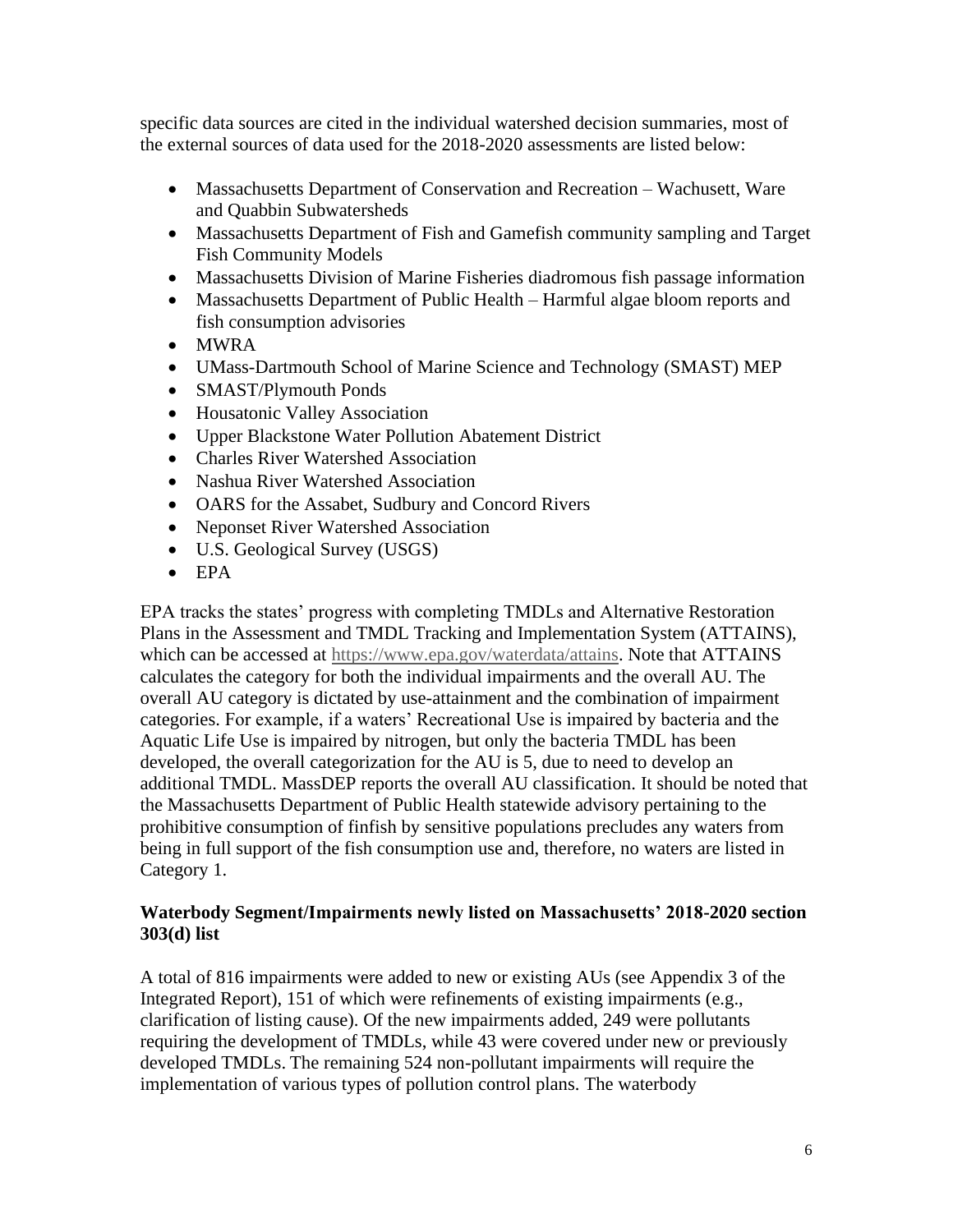specific data sources are cited in the individual watershed decision summaries, most of the external sources of data used for the 2018-2020 assessments are listed below:

- Massachusetts Department of Conservation and Recreation – Wachusett, Ware and Quabbin Subwatersheds
- Massachusetts Department of Fish and Gamefish community sampling and Target Fish Community Models
- Massachusetts Division of Marine Fisheries diadromous fish passage information
- Massachusetts Department of Public Health – Harmful algae bloom reports and fish consumption advisories
- MWRA
- UMass-Dartmouth School of Marine Science and Technology (SMAST) MEP
- SMAST/Plymouth Ponds
- Housatonic Valley Association
- Upper Blackstone Water Pollution Abatement District
- Charles River Watershed Association
- Nashua River Watershed Association
- OARS for the Assabet, Sudbury and Concord Rivers
- Neponset River Watershed Association
- U.S. Geological Survey (USGS)
- EPA

EPA tracks the states' progress with completing TMDLs and Alternative Restoration Plans in the Assessment and TMDL Tracking and Implementation System (ATTAINS), which can be accessed at https://www.epa.gov/waterdata/attains. Note that ATTAINS calculates the category for both the individual impairments and the overall AU. The overall AU category is dictated by use-attainment and the combination of impairment categories. For example, if a waters' Recreational Use is impaired by bacteria and the Aquatic Life Use is impaired by nitrogen, but only the bacteria TMDL has been developed, the overall categorization for the AU is 5, due to need to develop an additional TMDL. MassDEP reports the overall AU classification. It should be noted that the Massachusetts Department of Public Health statewide advisory pertaining to the prohibitive consumption of finfish by sensitive populations precludes any waters from being in full support of the fish consumption use and, therefore, no waters are listed in Category 1.

### Waterbody Segment/Impairments newly listed on Massachusetts' 2018-2020 section 303(d) list

A total of 816 impairments were added to new or existing AUs (see Appendix 3 of the Integrated Report), 151 of which were refinements of existing impairments (e.g., clarification of listing cause). Of the new impairments added, 249 were pollutants requiring the development of TMDLs, while 43 were covered under new or previously developed TMDLs. The remaining 524 non-pollutant impairments will require the implementation of various types of pollution control plans. The waterbody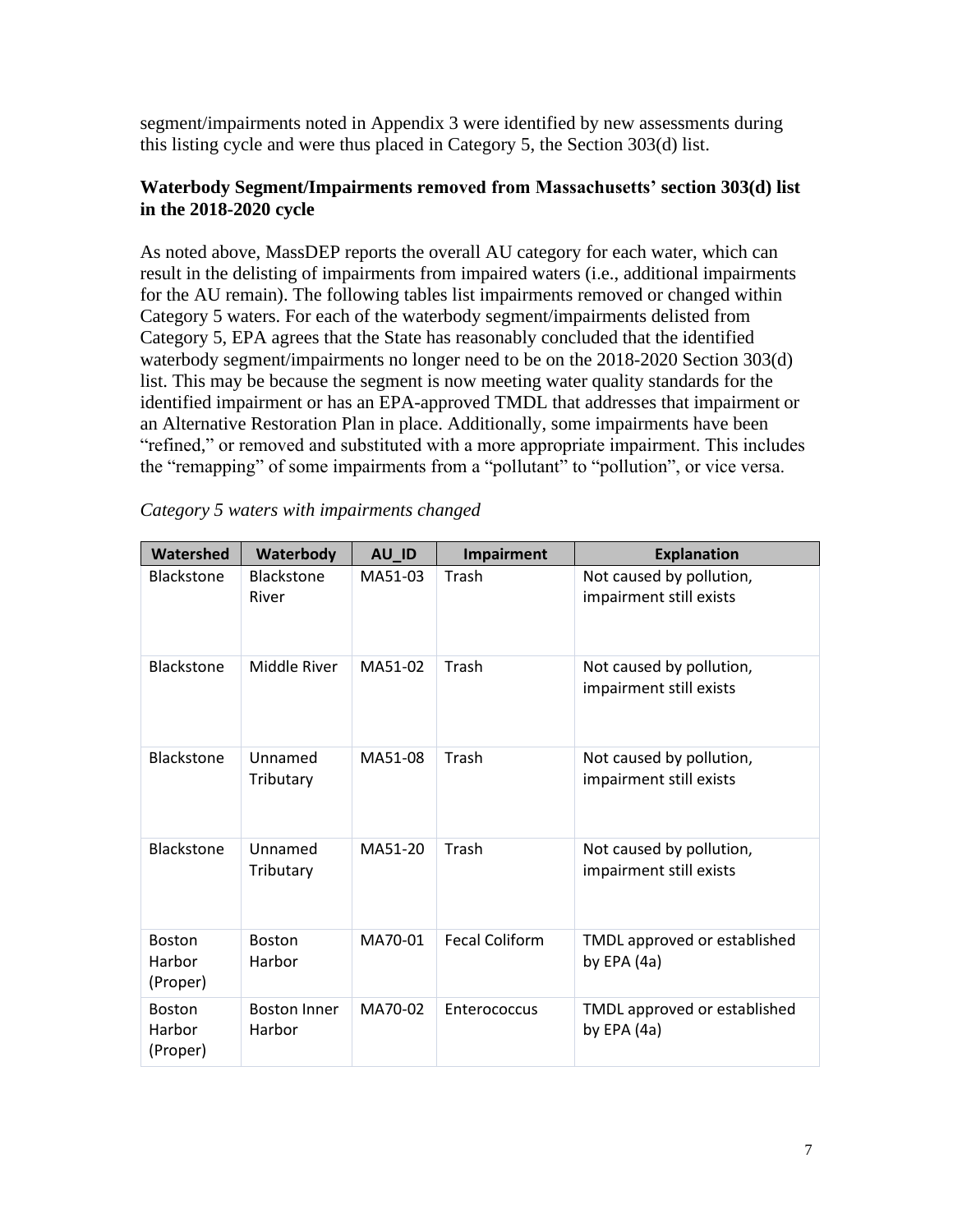segment/impairments noted in Appendix 3 were identified by new assessments during this listing cycle and were thus placed in Category 5, the Section 303(d) list.

### Waterbody Segment/Impairments removed from Massachusetts' section 303(d) list in the 2018-2020 cycle

As noted above, MassDEP reports the overall AU category for each water, which can result in the delisting of impairments from impaired waters (i.e., additional impairments for the AU remain). The following tables list impairments removed or changed within Category 5 waters. For each of the waterbody segment/impairments delisted from Category 5, EPA agrees that the State has reasonably concluded that the identified waterbody segment/impairments no longer need to be on the 2018-2020 Section 303(d) list. This may be because the segment is now meeting water quality standards for the identified impairment or has an EPA-approved TMDL that addresses that impairment or an Alternative Restoration Plan in place. Additionally, some impairments have been "refined," or removed and substituted with a more appropriate impairment. This includes the "remapping" of some impairments from a "pollutant" to "pollution", or vice versa.

*Category 5 waters with impairments changed*

| Watershed | Waterbody | AU_ID | Impairment | Explanation |
|---|---|---|---|---|
| Blackstone | Blackstone River | MA51-03 | Trash | Not caused by pollution, impairment still exists |
| Blackstone | Middle River | MA51-02 | Trash | Not caused by pollution, impairment still exists |
| Blackstone | Unnamed Tributary | MA51-08 | Trash | Not caused by pollution, impairment still exists |
| Blackstone | Unnamed Tributary | MA51-20 | Trash | Not caused by pollution, impairment still exists |
| Boston Harbor (Proper) | Boston Harbor | MA70-01 | Fecal Coliform | TMDL approved or established by EPA (4a) |
| Boston Harbor (Proper) | Boston Inner Harbor | MA70-02 | Enterococcus | TMDL approved or established by EPA (4a) |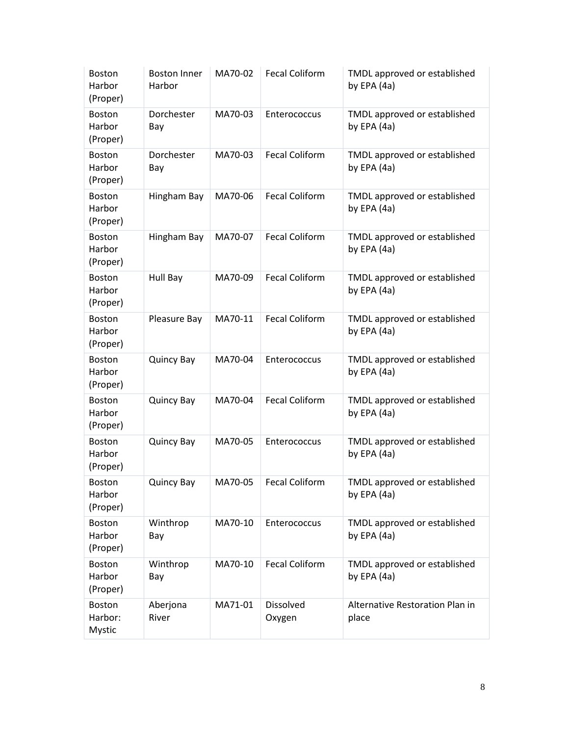| Boston Harbor (Proper) | Boston Inner Harbor | MA70-02 | Fecal Coliform | TMDL approved or established by EPA (4a) |
|---|---|---|---|---|
| Boston Harbor (Proper) | Dorchester Bay | MA70-03 | Enterococcus | TMDL approved or established by EPA (4a) |
| Boston Harbor (Proper) | Dorchester Bay | MA70-03 | Fecal Coliform | TMDL approved or established by EPA (4a) |
| Boston Harbor (Proper) | Hingham Bay | MA70-06 | Fecal Coliform | TMDL approved or established by EPA (4a) |
| Boston Harbor (Proper) | Hingham Bay | MA70-07 | Fecal Coliform | TMDL approved or established by EPA (4a) |
| Boston Harbor (Proper) | Hull Bay | MA70-09 | Fecal Coliform | TMDL approved or established by EPA (4a) |
| Boston Harbor (Proper) | Pleasure Bay | MA70-11 | Fecal Coliform | TMDL approved or established by EPA (4a) |
| Boston Harbor (Proper) | Quincy Bay | MA70-04 | Enterococcus | TMDL approved or established by EPA (4a) |
| Boston Harbor (Proper) | Quincy Bay | MA70-04 | Fecal Coliform | TMDL approved or established by EPA (4a) |
| Boston Harbor (Proper) | Quincy Bay | MA70-05 | Enterococcus | TMDL approved or established by EPA (4a) |
| Boston Harbor (Proper) | Quincy Bay | MA70-05 | Fecal Coliform | TMDL approved or established by EPA (4a) |
| Boston Harbor (Proper) | Winthrop Bay | MA70-10 | Enterococcus | TMDL approved or established by EPA (4a) |
| Boston Harbor (Proper) | Winthrop Bay | MA70-10 | Fecal Coliform | TMDL approved or established by EPA (4a) |
| Boston Harbor: Mystic | Aberjona River | MA71-01 | Dissolved Oxygen | Alternative Restoration Plan in place |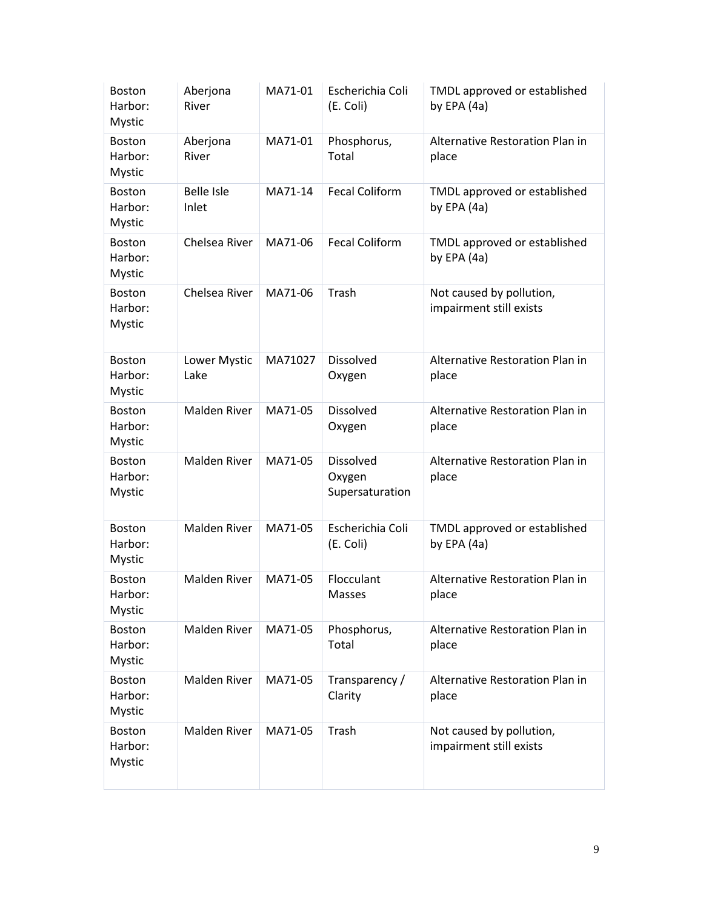| Boston Harbor: Mystic | Aberjona River | MA71-01 | Escherichia Coli (E. Coli) | TMDL approved or established by EPA (4a) |
|---|---|---|---|---|
| Boston Harbor: Mystic | Aberjona River | MA71-01 | Phosphorus, Total | Alternative Restoration Plan in place |
| Boston Harbor: Mystic | Belle Isle Inlet | MA71-14 | Fecal Coliform | TMDL approved or established by EPA (4a) |
| Boston Harbor: Mystic | Chelsea River | MA71-06 | Fecal Coliform | TMDL approved or established by EPA (4a) |
| Boston Harbor: Mystic | Chelsea River | MA71-06 | Trash | Not caused by pollution, impairment still exists |
| Boston Harbor: Mystic | Lower Mystic Lake | MA71027 | Dissolved Oxygen | Alternative Restoration Plan in place |
| Boston Harbor: Mystic | Malden River | MA71-05 | Dissolved Oxygen | Alternative Restoration Plan in place |
| Boston Harbor: Mystic | Malden River | MA71-05 | Dissolved Oxygen Supersaturation | Alternative Restoration Plan in place |
| Boston Harbor: Mystic | Malden River | MA71-05 | Escherichia Coli (E. Coli) | TMDL approved or established by EPA (4a) |
| Boston Harbor: Mystic | Malden River | MA71-05 | Flocculant Masses | Alternative Restoration Plan in place |
| Boston Harbor: Mystic | Malden River | MA71-05 | Phosphorus, Total | Alternative Restoration Plan in place |
| Boston Harbor: Mystic | Malden River | MA71-05 | Transparency / Clarity | Alternative Restoration Plan in place |
| Boston Harbor: Mystic | Malden River | MA71-05 | Trash | Not caused by pollution, impairment still exists |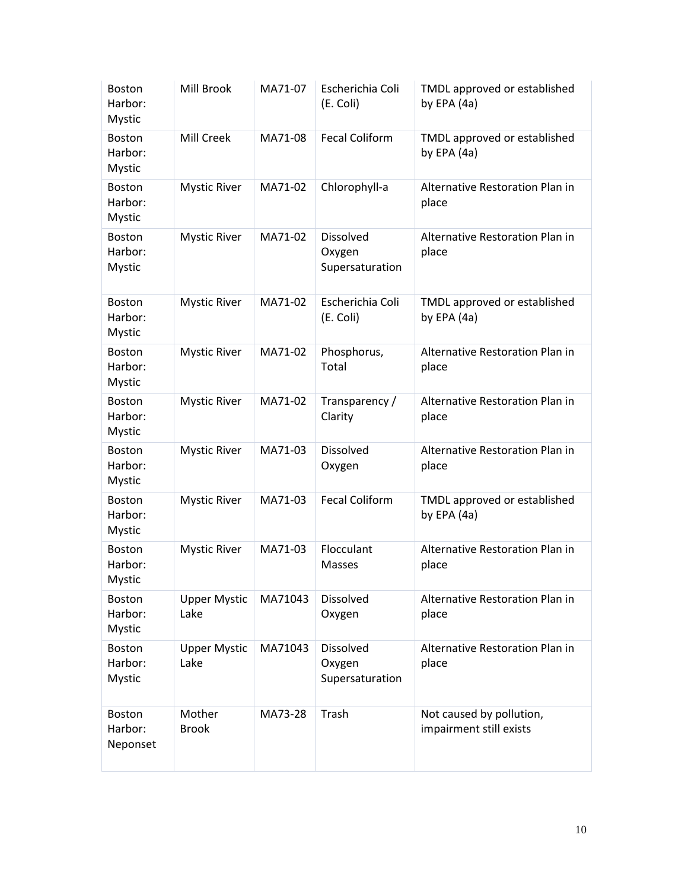| Boston Harbor: Mystic | Mill Brook | MA71-07 | Escherichia Coli (E. Coli) | TMDL approved or established by EPA (4a) |
|---|---|---|---|---|
| Boston Harbor: Mystic | Mill Creek | MA71-08 | Fecal Coliform | TMDL approved or established by EPA (4a) |
| Boston Harbor: Mystic | Mystic River | MA71-02 | Chlorophyll-a | Alternative Restoration Plan in place |
| Boston Harbor: Mystic | Mystic River | MA71-02 | Dissolved Oxygen Supersaturation | Alternative Restoration Plan in place |
| Boston Harbor: Mystic | Mystic River | MA71-02 | Escherichia Coli (E. Coli) | TMDL approved or established by EPA (4a) |
| Boston Harbor: Mystic | Mystic River | MA71-02 | Phosphorus, Total | Alternative Restoration Plan in place |
| Boston Harbor: Mystic | Mystic River | MA71-02 | Transparency / Clarity | Alternative Restoration Plan in place |
| Boston Harbor: Mystic | Mystic River | MA71-03 | Dissolved Oxygen | Alternative Restoration Plan in place |
| Boston Harbor: Mystic | Mystic River | MA71-03 | Fecal Coliform | TMDL approved or established by EPA (4a) |
| Boston Harbor: Mystic | Mystic River | MA71-03 | Flocculant Masses | Alternative Restoration Plan in place |
| Boston Harbor: Mystic | Upper Mystic Lake | MA71043 | Dissolved Oxygen | Alternative Restoration Plan in place |
| Boston Harbor: Mystic | Upper Mystic Lake | MA71043 | Dissolved Oxygen Supersaturation | Alternative Restoration Plan in place |
| Boston Harbor: Neponset | Mother Brook | MA73-28 | Trash | Not caused by pollution, impairment still exists |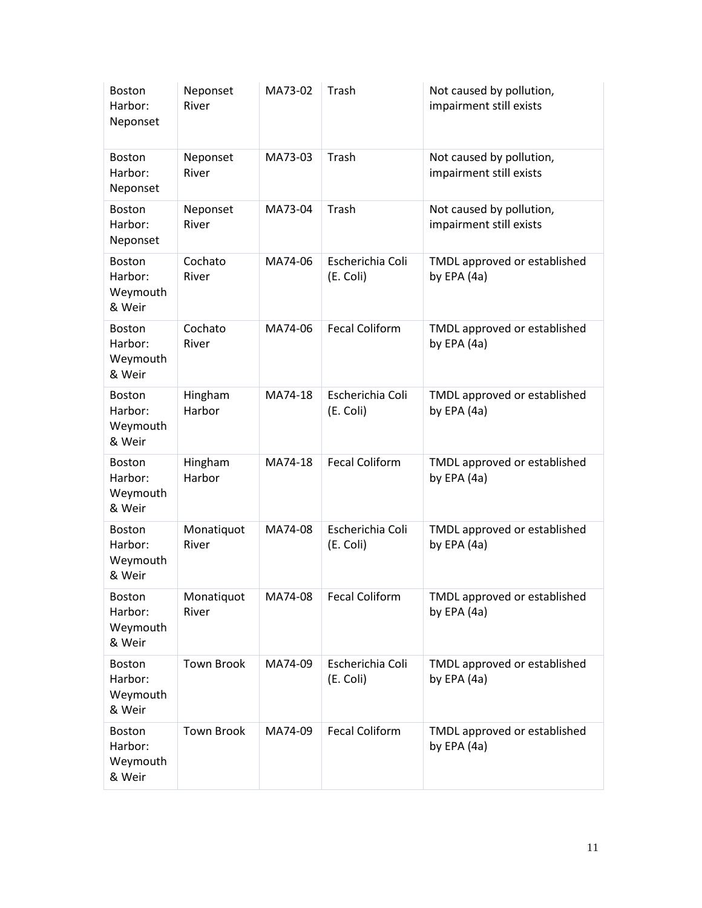| Boston Harbor: Neponset | Neponset River | MA73-02 | Trash | Not caused by pollution, impairment still exists |
|---|---|---|---|---|
| Boston Harbor: Neponset | Neponset River | MA73-03 | Trash | Not caused by pollution, impairment still exists |
| Boston Harbor: Neponset | Neponset River | MA73-04 | Trash | Not caused by pollution, impairment still exists |
| Boston Harbor: Weymouth & Weir | Cochato River | MA74-06 | Escherichia Coli (E. Coli) | TMDL approved or established by EPA (4a) |
| Boston Harbor: Weymouth & Weir | Cochato River | MA74-06 | Fecal Coliform | TMDL approved or established by EPA (4a) |
| Boston Harbor: Weymouth & Weir | Hingham Harbor | MA74-18 | Escherichia Coli (E. Coli) | TMDL approved or established by EPA (4a) |
| Boston Harbor: Weymouth & Weir | Hingham Harbor | MA74-18 | Fecal Coliform | TMDL approved or established by EPA (4a) |
| Boston Harbor: Weymouth & Weir | Monatiquot River | MA74-08 | Escherichia Coli (E. Coli) | TMDL approved or established by EPA (4a) |
| Boston Harbor: Weymouth & Weir | Monatiquot River | MA74-08 | Fecal Coliform | TMDL approved or established by EPA (4a) |
| Boston Harbor: Weymouth & Weir | Town Brook | MA74-09 | Escherichia Coli (E. Coli) | TMDL approved or established by EPA (4a) |
| Boston Harbor: Weymouth & Weir | Town Brook | MA74-09 | Fecal Coliform | TMDL approved or established by EPA (4a) |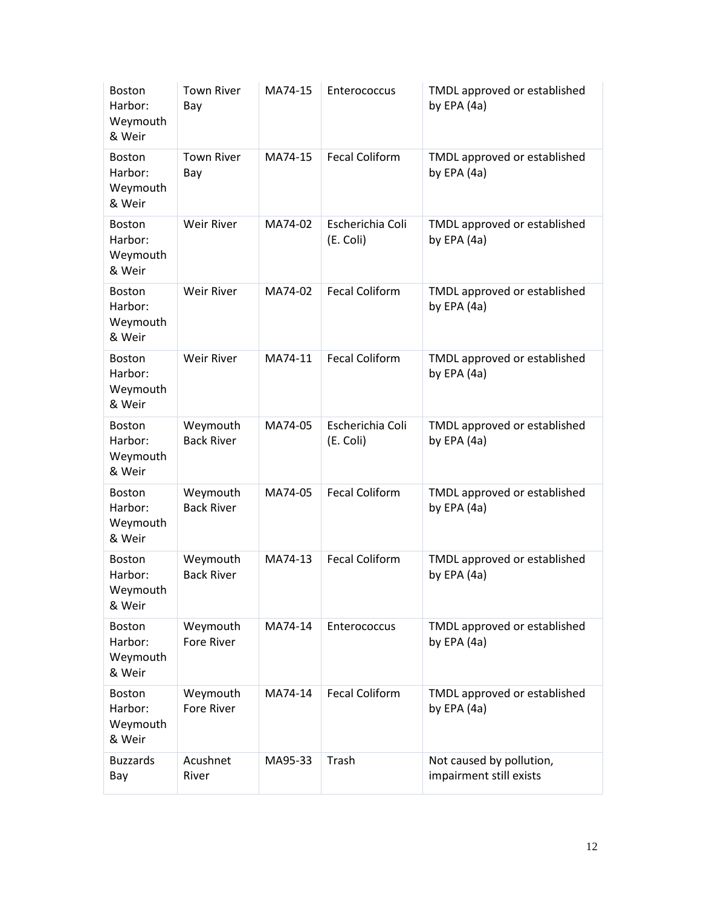| | | | | |
|---|---|---|---|---|
| Boston Harbor: Weymouth & Weir | Town River Bay | MA74-15 | Enterococcus | TMDL approved or established by EPA (4a) |
| Boston Harbor: Weymouth & Weir | Town River Bay | MA74-15 | Fecal Coliform | TMDL approved or established by EPA (4a) |
| Boston Harbor: Weymouth & Weir | Weir River | MA74-02 | Escherichia Coli (E. Coli) | TMDL approved or established by EPA (4a) |
| Boston Harbor: Weymouth & Weir | Weir River | MA74-02 | Fecal Coliform | TMDL approved or established by EPA (4a) |
| Boston Harbor: Weymouth & Weir | Weir River | MA74-11 | Fecal Coliform | TMDL approved or established by EPA (4a) |
| Boston Harbor: Weymouth & Weir | Weymouth Back River | MA74-05 | Escherichia Coli (E. Coli) | TMDL approved or established by EPA (4a) |
| Boston Harbor: Weymouth & Weir | Weymouth Back River | MA74-05 | Fecal Coliform | TMDL approved or established by EPA (4a) |
| Boston Harbor: Weymouth & Weir | Weymouth Back River | MA74-13 | Fecal Coliform | TMDL approved or established by EPA (4a) |
| Boston Harbor: Weymouth & Weir | Weymouth Fore River | MA74-14 | Enterococcus | TMDL approved or established by EPA (4a) |
| Boston Harbor: Weymouth & Weir | Weymouth Fore River | MA74-14 | Fecal Coliform | TMDL approved or established by EPA (4a) |
| Buzzards Bay | Acushnet River | MA95-33 | Trash | Not caused by pollution, impairment still exists |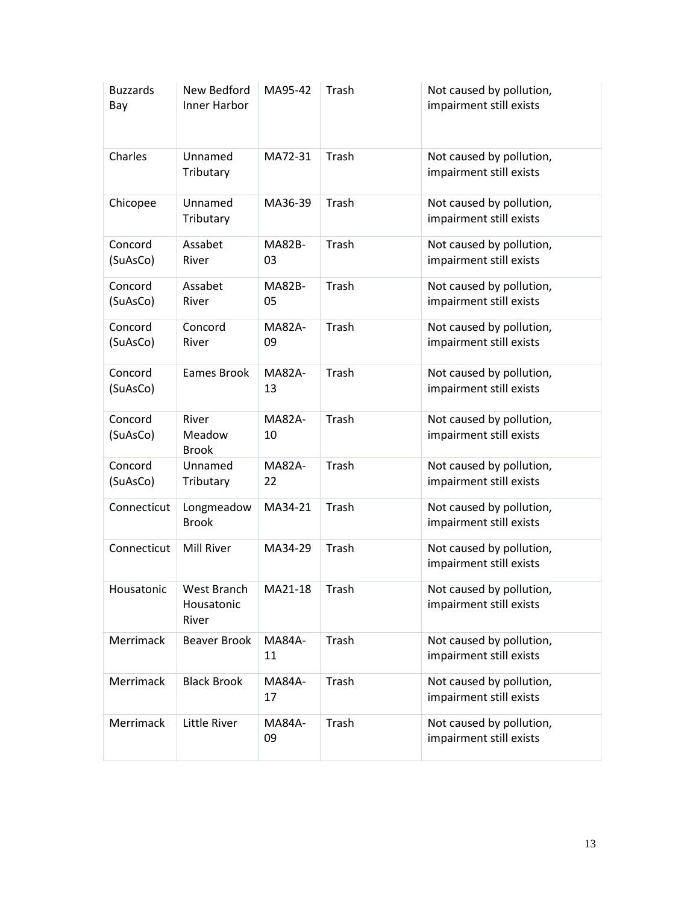| Buzzards Bay | New Bedford Inner Harbor | MA95-42 | Trash | Not caused by pollution, impairment still exists |
|---|---|---|---|---|
| Charles | Unnamed Tributary | MA72-31 | Trash | Not caused by pollution, impairment still exists |
| Chicopee | Unnamed Tributary | MA36-39 | Trash | Not caused by pollution, impairment still exists |
| Concord (SuAsCo) | Assabet River | MA82B-03 | Trash | Not caused by pollution, impairment still exists |
| Concord (SuAsCo) | Assabet River | MA82B-05 | Trash | Not caused by pollution, impairment still exists |
| Concord (SuAsCo) | Concord River | MA82A-09 | Trash | Not caused by pollution, impairment still exists |
| Concord (SuAsCo) | Eames Brook | MA82A-13 | Trash | Not caused by pollution, impairment still exists |
| Concord (SuAsCo) | River Meadow Brook | MA82A-10 | Trash | Not caused by pollution, impairment still exists |
| Concord (SuAsCo) | Unnamed Tributary | MA82A-22 | Trash | Not caused by pollution, impairment still exists |
| Connecticut | Longmeadow Brook | MA34-21 | Trash | Not caused by pollution, impairment still exists |
| Connecticut | Mill River | MA34-29 | Trash | Not caused by pollution, impairment still exists |
| Housatonic | West Branch Housatonic River | MA21-18 | Trash | Not caused by pollution, impairment still exists |
| Merrimack | Beaver Brook | MA84A-11 | Trash | Not caused by pollution, impairment still exists |
| Merrimack | Black Brook | MA84A-17 | Trash | Not caused by pollution, impairment still exists |
| Merrimack | Little River | MA84A-09 | Trash | Not caused by pollution, impairment still exists |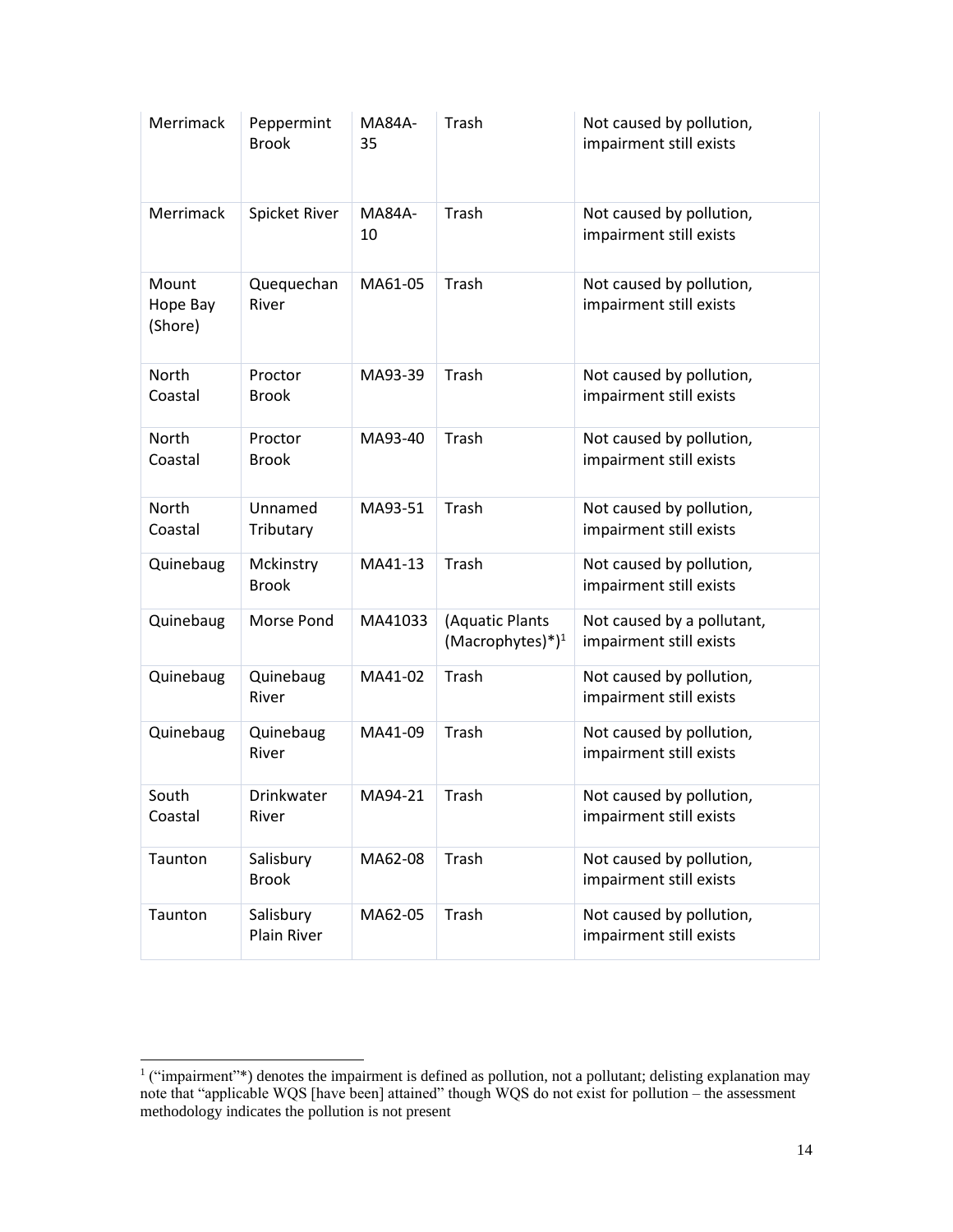| | | | | |
|---|---|---|---|---|
| Merrimack | Peppermint Brook | MA84A-35 | Trash | Not caused by pollution, impairment still exists |
| Merrimack | Spicket River | MA84A-10 | Trash | Not caused by pollution, impairment still exists |
| Mount Hope Bay (Shore) | Quequechan River | MA61-05 | Trash | Not caused by pollution, impairment still exists |
| North Coastal | Proctor Brook | MA93-39 | Trash | Not caused by pollution, impairment still exists |
| North Coastal | Proctor Brook | MA93-40 | Trash | Not caused by pollution, impairment still exists |
| North Coastal | Unnamed Tributary | MA93-51 | Trash | Not caused by pollution, impairment still exists |
| Quinebaug | Mckinstry Brook | MA41-13 | Trash | Not caused by pollution, impairment still exists |
| Quinebaug | Morse Pond | MA41033 | (Aquatic Plants (Macrophytes)*)[1] | Not caused by a pollutant, impairment still exists |
| Quinebaug | Quinebaug River | MA41-02 | Trash | Not caused by pollution, impairment still exists |
| Quinebaug | Quinebaug River | MA41-09 | Trash | Not caused by pollution, impairment still exists |
| South Coastal | Drinkwater River | MA94-21 | Trash | Not caused by pollution, impairment still exists |
| Taunton | Salisbury Brook | MA62-08 | Trash | Not caused by pollution, impairment still exists |
| Taunton | Salisbury Plain River | MA62-05 | Trash | Not caused by pollution, impairment still exists |

[1] ("impairment"*) denotes the impairment is defined as pollution, not a pollutant; delisting explanation may note that "applicable WQS [have been] attained" though WQS do not exist for pollution – the assessment methodology indicates the pollution is not present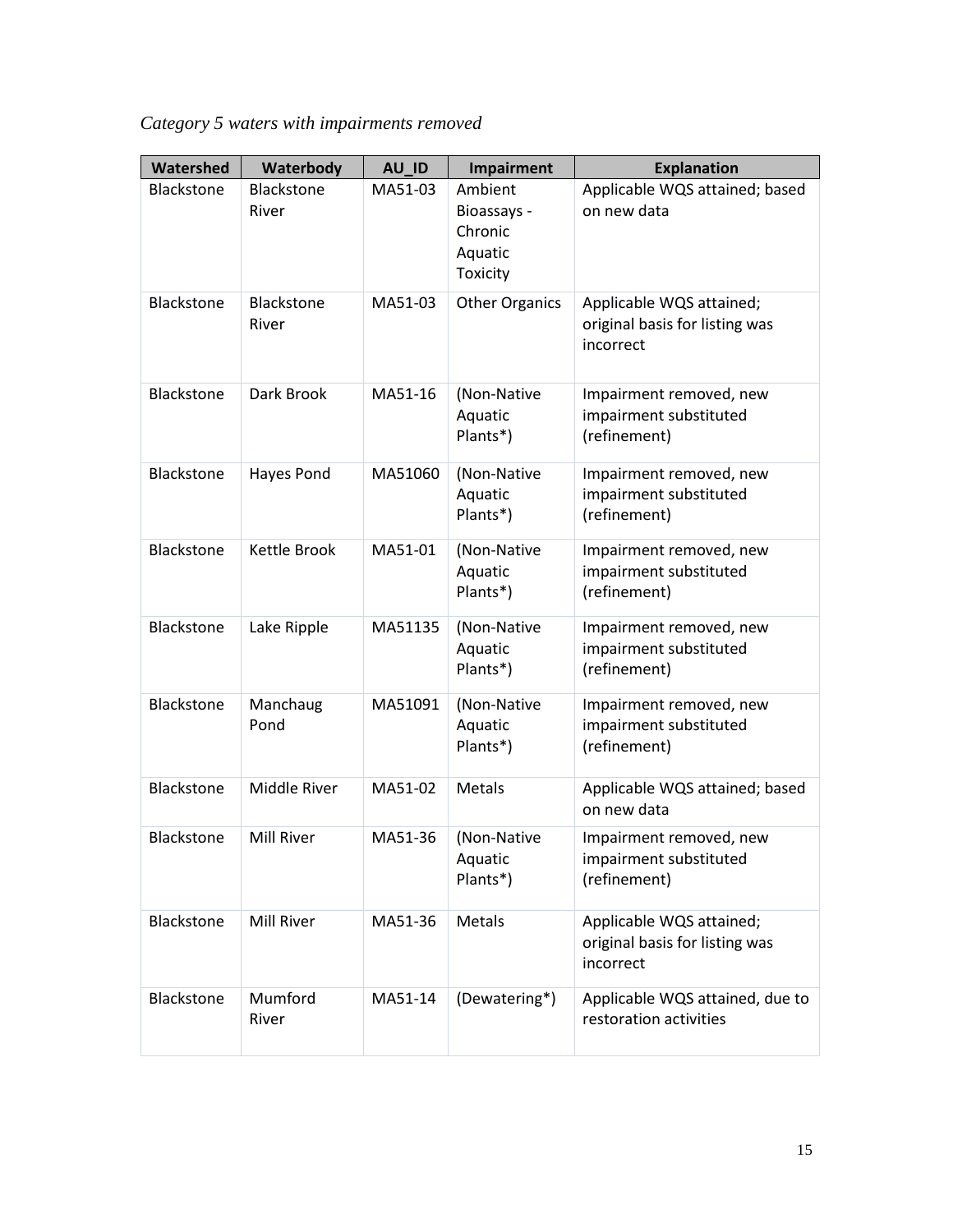*Category 5 waters with impairments removed*

| Watershed | Waterbody | AU_ID | Impairment | Explanation |
|---|---|---|---|---|
| Blackstone | Blackstone River | MA51-03 | Ambient Bioassays - Chronic Aquatic Toxicity | Applicable WQS attained; based on new data |
| Blackstone | Blackstone River | MA51-03 | Other Organics | Applicable WQS attained; original basis for listing was incorrect |
| Blackstone | Dark Brook | MA51-16 | (Non-Native Aquatic Plants*) | Impairment removed, new impairment substituted (refinement) |
| Blackstone | Hayes Pond | MA51060 | (Non-Native Aquatic Plants*) | Impairment removed, new impairment substituted (refinement) |
| Blackstone | Kettle Brook | MA51-01 | (Non-Native Aquatic Plants*) | Impairment removed, new impairment substituted (refinement) |
| Blackstone | Lake Ripple | MA51135 | (Non-Native Aquatic Plants*) | Impairment removed, new impairment substituted (refinement) |
| Blackstone | Manchaug Pond | MA51091 | (Non-Native Aquatic Plants*) | Impairment removed, new impairment substituted (refinement) |
| Blackstone | Middle River | MA51-02 | Metals | Applicable WQS attained; based on new data |
| Blackstone | Mill River | MA51-36 | (Non-Native Aquatic Plants*) | Impairment removed, new impairment substituted (refinement) |
| Blackstone | Mill River | MA51-36 | Metals | Applicable WQS attained; original basis for listing was incorrect |
| Blackstone | Mumford River | MA51-14 | (Dewatering*) | Applicable WQS attained, due to restoration activities |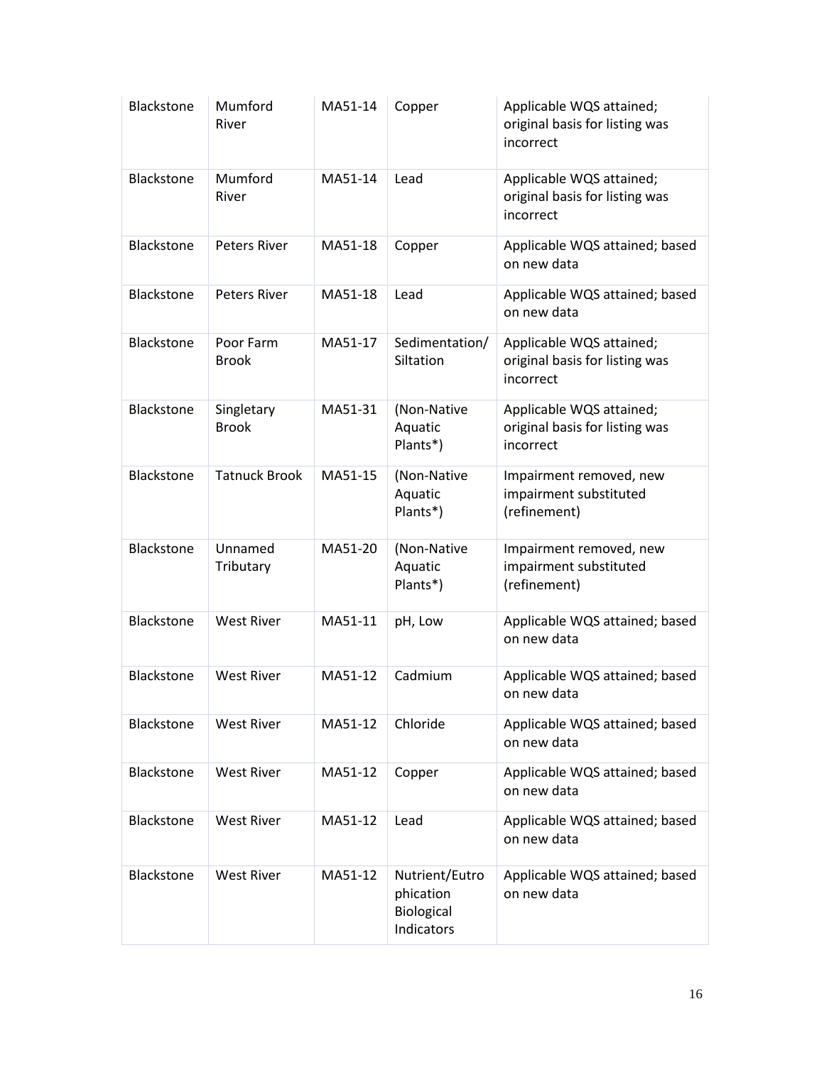| Blackstone | Mumford River | MA51-14 | Copper | Applicable WQS attained; original basis for listing was incorrect |
|---|---|---|---|---|
| Blackstone | Mumford River | MA51-14 | Lead | Applicable WQS attained; original basis for listing was incorrect |
| Blackstone | Peters River | MA51-18 | Copper | Applicable WQS attained; based on new data |
| Blackstone | Peters River | MA51-18 | Lead | Applicable WQS attained; based on new data |
| Blackstone | Poor Farm Brook | MA51-17 | Sedimentation/ Siltation | Applicable WQS attained; original basis for listing was incorrect |
| Blackstone | Singletary Brook | MA51-31 | (Non-Native Aquatic Plants*) | Applicable WQS attained; original basis for listing was incorrect |
| Blackstone | Tatnuck Brook | MA51-15 | (Non-Native Aquatic Plants*) | Impairment removed, new impairment substituted (refinement) |
| Blackstone | Unnamed Tributary | MA51-20 | (Non-Native Aquatic Plants*) | Impairment removed, new impairment substituted (refinement) |
| Blackstone | West River | MA51-11 | pH, Low | Applicable WQS attained; based on new data |
| Blackstone | West River | MA51-12 | Cadmium | Applicable WQS attained; based on new data |
| Blackstone | West River | MA51-12 | Chloride | Applicable WQS attained; based on new data |
| Blackstone | West River | MA51-12 | Copper | Applicable WQS attained; based on new data |
| Blackstone | West River | MA51-12 | Lead | Applicable WQS attained; based on new data |
| Blackstone | West River | MA51-12 | Nutrient/Eutrophication Biological Indicators | Applicable WQS attained; based on new data |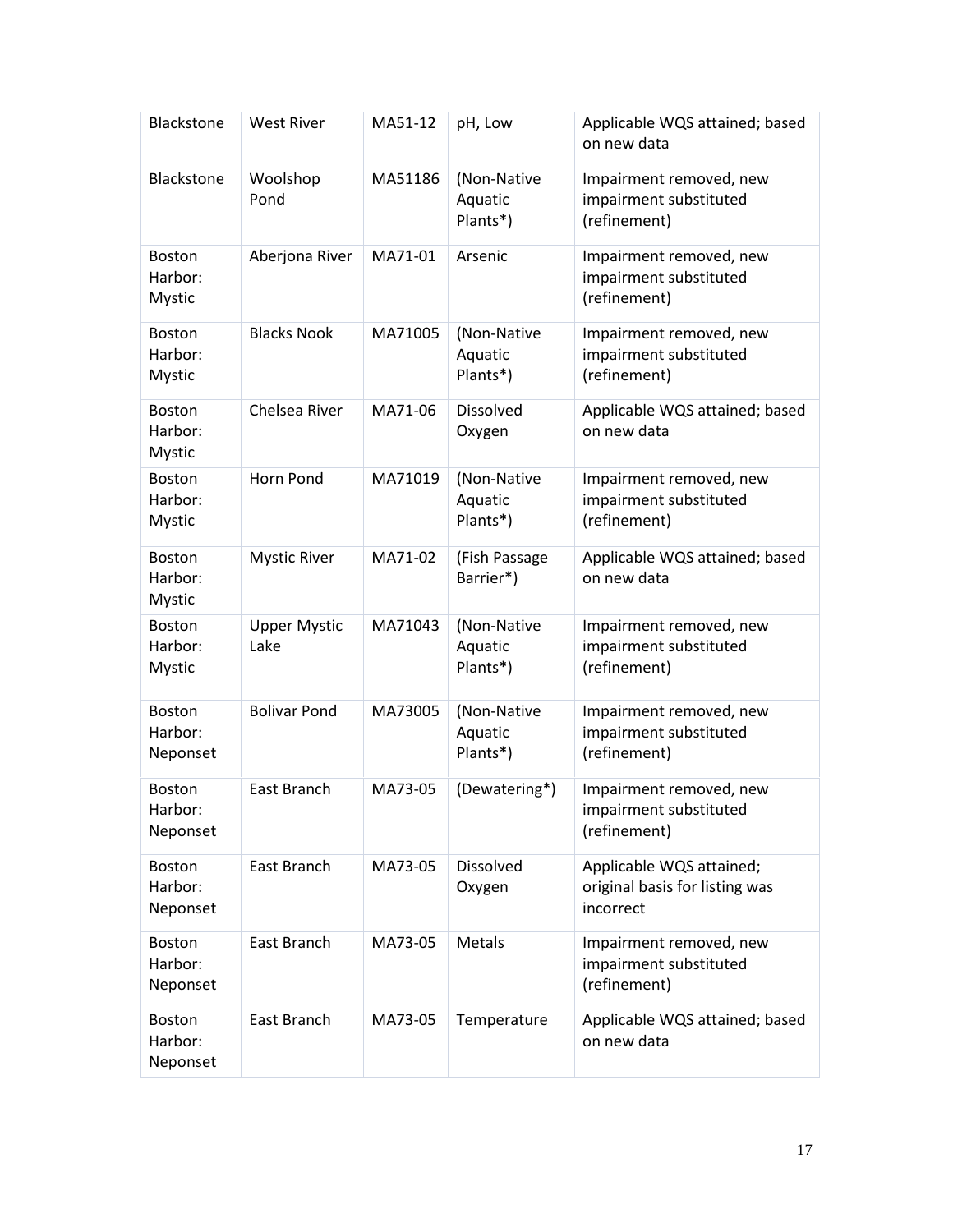| Blackstone | West River | MA51-12 | pH, Low | Applicable WQS attained; based on new data |
|---|---|---|---|---|
| Blackstone | Woolshop Pond | MA51186 | (Non-Native Aquatic Plants*) | Impairment removed, new impairment substituted (refinement) |
| Boston Harbor: Mystic | Aberjona River | MA71-01 | Arsenic | Impairment removed, new impairment substituted (refinement) |
| Boston Harbor: Mystic | Blacks Nook | MA71005 | (Non-Native Aquatic Plants*) | Impairment removed, new impairment substituted (refinement) |
| Boston Harbor: Mystic | Chelsea River | MA71-06 | Dissolved Oxygen | Applicable WQS attained; based on new data |
| Boston Harbor: Mystic | Horn Pond | MA71019 | (Non-Native Aquatic Plants*) | Impairment removed, new impairment substituted (refinement) |
| Boston Harbor: Mystic | Mystic River | MA71-02 | (Fish Passage Barrier*) | Applicable WQS attained; based on new data |
| Boston Harbor: Mystic | Upper Mystic Lake | MA71043 | (Non-Native Aquatic Plants*) | Impairment removed, new impairment substituted (refinement) |
| Boston Harbor: Neponset | Bolivar Pond | MA73005 | (Non-Native Aquatic Plants*) | Impairment removed, new impairment substituted (refinement) |
| Boston Harbor: Neponset | East Branch | MA73-05 | (Dewatering*) | Impairment removed, new impairment substituted (refinement) |
| Boston Harbor: Neponset | East Branch | MA73-05 | Dissolved Oxygen | Applicable WQS attained; original basis for listing was incorrect |
| Boston Harbor: Neponset | East Branch | MA73-05 | Metals | Impairment removed, new impairment substituted (refinement) |
| Boston Harbor: Neponset | East Branch | MA73-05 | Temperature | Applicable WQS attained; based on new data |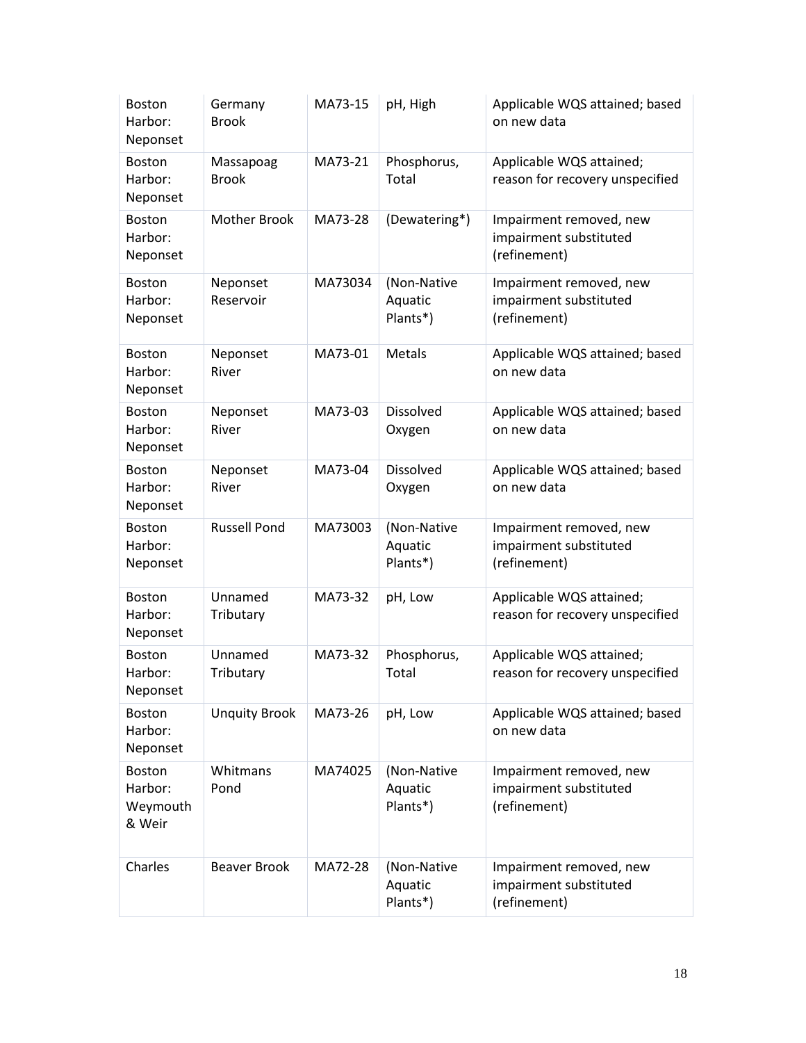| Boston Harbor: Neponset | Germany Brook | MA73-15 | pH, High | Applicable WQS attained; based on new data |
|---|---|---|---|---|
| Boston Harbor: Neponset | Massapoag Brook | MA73-21 | Phosphorus, Total | Applicable WQS attained; reason for recovery unspecified |
| Boston Harbor: Neponset | Mother Brook | MA73-28 | (Dewatering*) | Impairment removed, new impairment substituted (refinement) |
| Boston Harbor: Neponset | Neponset Reservoir | MA73034 | (Non-Native Aquatic Plants*) | Impairment removed, new impairment substituted (refinement) |
| Boston Harbor: Neponset | Neponset River | MA73-01 | Metals | Applicable WQS attained; based on new data |
| Boston Harbor: Neponset | Neponset River | MA73-03 | Dissolved Oxygen | Applicable WQS attained; based on new data |
| Boston Harbor: Neponset | Neponset River | MA73-04 | Dissolved Oxygen | Applicable WQS attained; based on new data |
| Boston Harbor: Neponset | Russell Pond | MA73003 | (Non-Native Aquatic Plants*) | Impairment removed, new impairment substituted (refinement) |
| Boston Harbor: Neponset | Unnamed Tributary | MA73-32 | pH, Low | Applicable WQS attained; reason for recovery unspecified |
| Boston Harbor: Neponset | Unnamed Tributary | MA73-32 | Phosphorus, Total | Applicable WQS attained; reason for recovery unspecified |
| Boston Harbor: Neponset | Unquity Brook | MA73-26 | pH, Low | Applicable WQS attained; based on new data |
| Boston Harbor: Weymouth & Weir | Whitmans Pond | MA74025 | (Non-Native Aquatic Plants*) | Impairment removed, new impairment substituted (refinement) |
| Charles | Beaver Brook | MA72-28 | (Non-Native Aquatic Plants*) | Impairment removed, new impairment substituted (refinement) |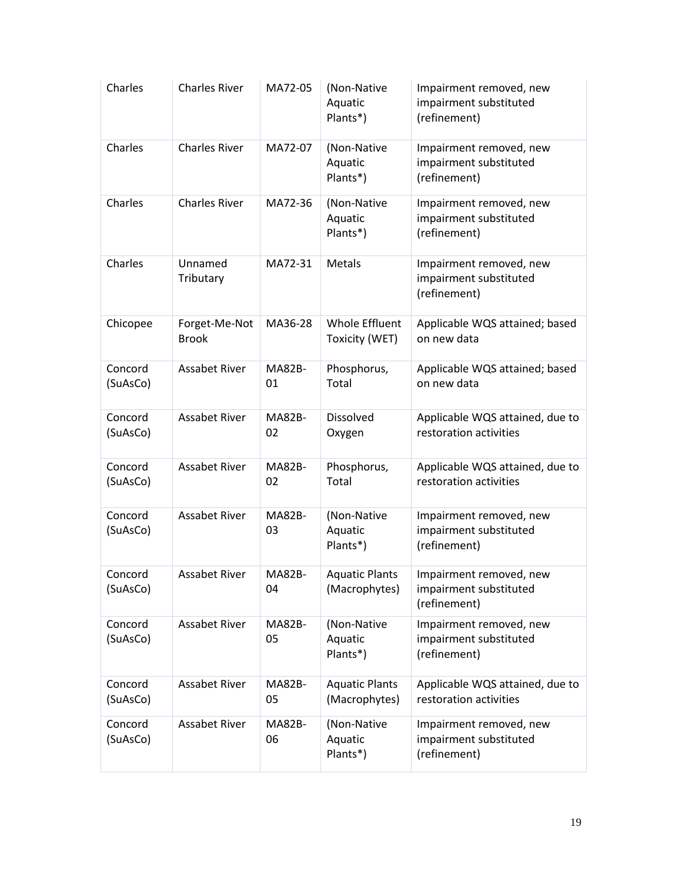| | | | | |
|---|---|---|---|---|
| Charles | Charles River | MA72-05 | (Non-Native Aquatic Plants*) | Impairment removed, new impairment substituted (refinement) |
| Charles | Charles River | MA72-07 | (Non-Native Aquatic Plants*) | Impairment removed, new impairment substituted (refinement) |
| Charles | Charles River | MA72-36 | (Non-Native Aquatic Plants*) | Impairment removed, new impairment substituted (refinement) |
| Charles | Unnamed Tributary | MA72-31 | Metals | Impairment removed, new impairment substituted (refinement) |
| Chicopee | Forget-Me-Not Brook | MA36-28 | Whole Effluent Toxicity (WET) | Applicable WQS attained; based on new data |
| Concord (SuAsCo) | Assabet River | MA82B-01 | Phosphorus, Total | Applicable WQS attained; based on new data |
| Concord (SuAsCo) | Assabet River | MA82B-02 | Dissolved Oxygen | Applicable WQS attained, due to restoration activities |
| Concord (SuAsCo) | Assabet River | MA82B-02 | Phosphorus, Total | Applicable WQS attained, due to restoration activities |
| Concord (SuAsCo) | Assabet River | MA82B-03 | (Non-Native Aquatic Plants*) | Impairment removed, new impairment substituted (refinement) |
| Concord (SuAsCo) | Assabet River | MA82B-04 | Aquatic Plants (Macrophytes) | Impairment removed, new impairment substituted (refinement) |
| Concord (SuAsCo) | Assabet River | MA82B-05 | (Non-Native Aquatic Plants*) | Impairment removed, new impairment substituted (refinement) |
| Concord (SuAsCo) | Assabet River | MA82B-05 | Aquatic Plants (Macrophytes) | Applicable WQS attained, due to restoration activities |
| Concord (SuAsCo) | Assabet River | MA82B-06 | (Non-Native Aquatic Plants*) | Impairment removed, new impairment substituted (refinement) |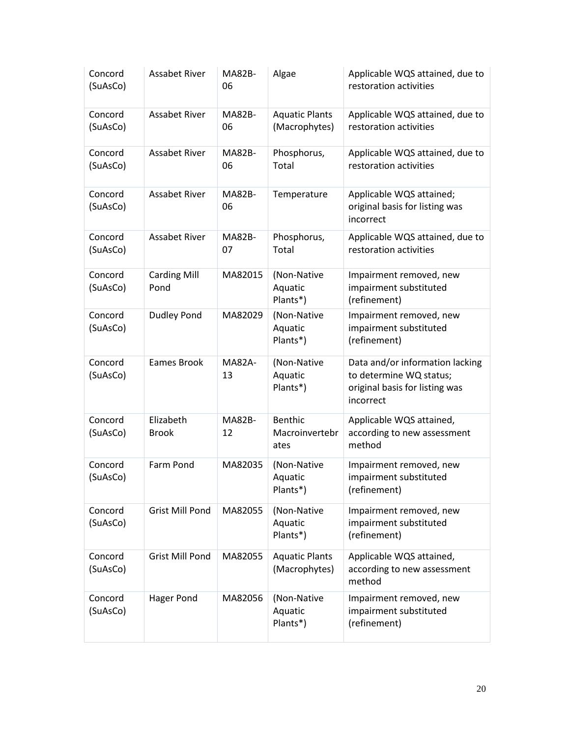| Concord (SuAsCo) | Assabet River | MA82B-06 | Algae | Applicable WQS attained, due to restoration activities |
|---|---|---|---|---|
| Concord (SuAsCo) | Assabet River | MA82B-06 | Aquatic Plants (Macrophytes) | Applicable WQS attained, due to restoration activities |
| Concord (SuAsCo) | Assabet River | MA82B-06 | Phosphorus, Total | Applicable WQS attained, due to restoration activities |
| Concord (SuAsCo) | Assabet River | MA82B-06 | Temperature | Applicable WQS attained; original basis for listing was incorrect |
| Concord (SuAsCo) | Assabet River | MA82B-07 | Phosphorus, Total | Applicable WQS attained, due to restoration activities |
| Concord (SuAsCo) | Carding Mill Pond | MA82015 | (Non-Native Aquatic Plants*) | Impairment removed, new impairment substituted (refinement) |
| Concord (SuAsCo) | Dudley Pond | MA82029 | (Non-Native Aquatic Plants*) | Impairment removed, new impairment substituted (refinement) |
| Concord (SuAsCo) | Eames Brook | MA82A-13 | (Non-Native Aquatic Plants*) | Data and/or information lacking to determine WQ status; original basis for listing was incorrect |
| Concord (SuAsCo) | Elizabeth Brook | MA82B-12 | Benthic Macroinvertebrates | Applicable WQS attained, according to new assessment method |
| Concord (SuAsCo) | Farm Pond | MA82035 | (Non-Native Aquatic Plants*) | Impairment removed, new impairment substituted (refinement) |
| Concord (SuAsCo) | Grist Mill Pond | MA82055 | (Non-Native Aquatic Plants*) | Impairment removed, new impairment substituted (refinement) |
| Concord (SuAsCo) | Grist Mill Pond | MA82055 | Aquatic Plants (Macrophytes) | Applicable WQS attained, according to new assessment method |
| Concord (SuAsCo) | Hager Pond | MA82056 | (Non-Native Aquatic Plants*) | Impairment removed, new impairment substituted (refinement) |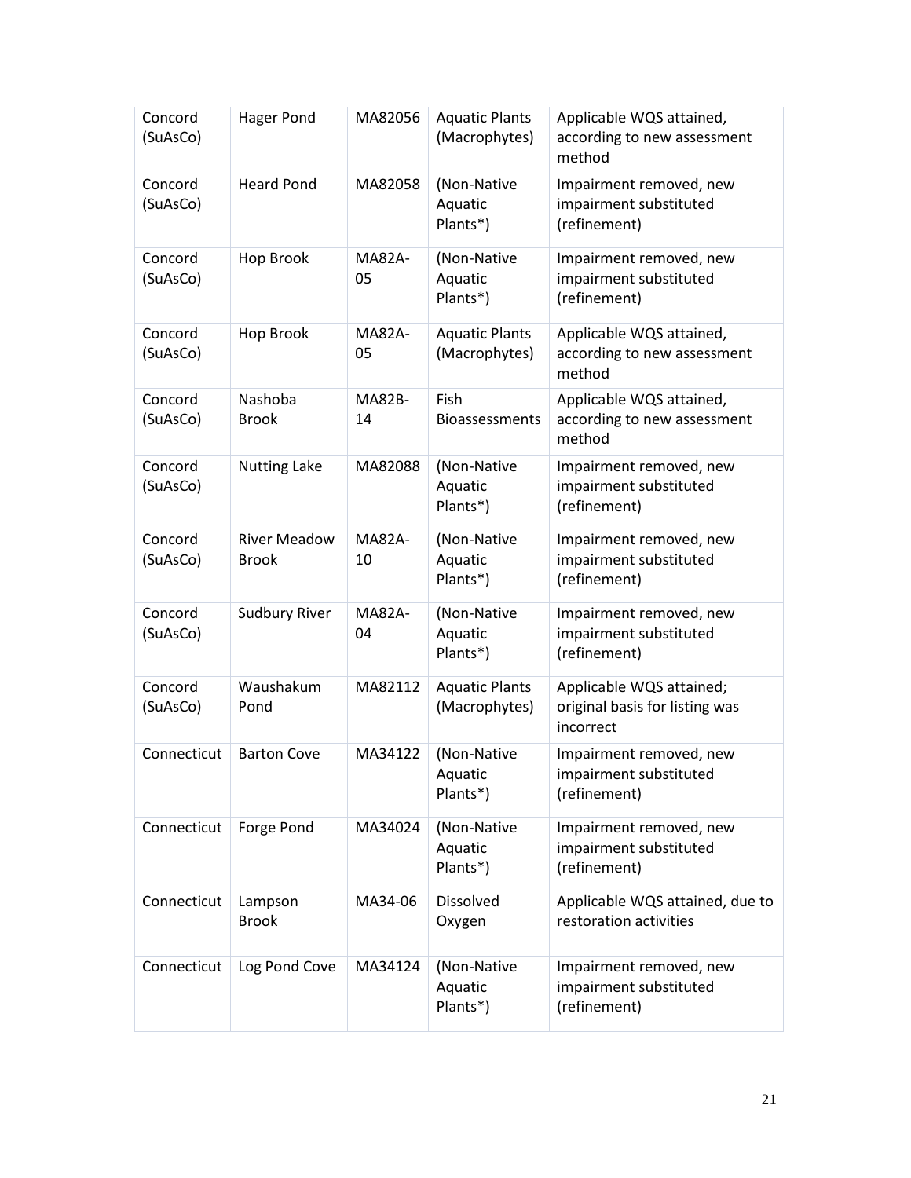| Concord (SuAsCo) | Hager Pond | MA82056 | Aquatic Plants (Macrophytes) | Applicable WQS attained, according to new assessment method |
|---|---|---|---|---|
| Concord (SuAsCo) | Heard Pond | MA82058 | (Non-Native Aquatic Plants*) | Impairment removed, new impairment substituted (refinement) |
| Concord (SuAsCo) | Hop Brook | MA82A-05 | (Non-Native Aquatic Plants*) | Impairment removed, new impairment substituted (refinement) |
| Concord (SuAsCo) | Hop Brook | MA82A-05 | Aquatic Plants (Macrophytes) | Applicable WQS attained, according to new assessment method |
| Concord (SuAsCo) | Nashoba Brook | MA82B-14 | Fish Bioassessments | Applicable WQS attained, according to new assessment method |
| Concord (SuAsCo) | Nutting Lake | MA82088 | (Non-Native Aquatic Plants*) | Impairment removed, new impairment substituted (refinement) |
| Concord (SuAsCo) | River Meadow Brook | MA82A-10 | (Non-Native Aquatic Plants*) | Impairment removed, new impairment substituted (refinement) |
| Concord (SuAsCo) | Sudbury River | MA82A-04 | (Non-Native Aquatic Plants*) | Impairment removed, new impairment substituted (refinement) |
| Concord (SuAsCo) | Waushakum Pond | MA82112 | Aquatic Plants (Macrophytes) | Applicable WQS attained; original basis for listing was incorrect |
| Connecticut | Barton Cove | MA34122 | (Non-Native Aquatic Plants*) | Impairment removed, new impairment substituted (refinement) |
| Connecticut | Forge Pond | MA34024 | (Non-Native Aquatic Plants*) | Impairment removed, new impairment substituted (refinement) |
| Connecticut | Lampson Brook | MA34-06 | Dissolved Oxygen | Applicable WQS attained, due to restoration activities |
| Connecticut | Log Pond Cove | MA34124 | (Non-Native Aquatic Plants*) | Impairment removed, new impairment substituted (refinement) |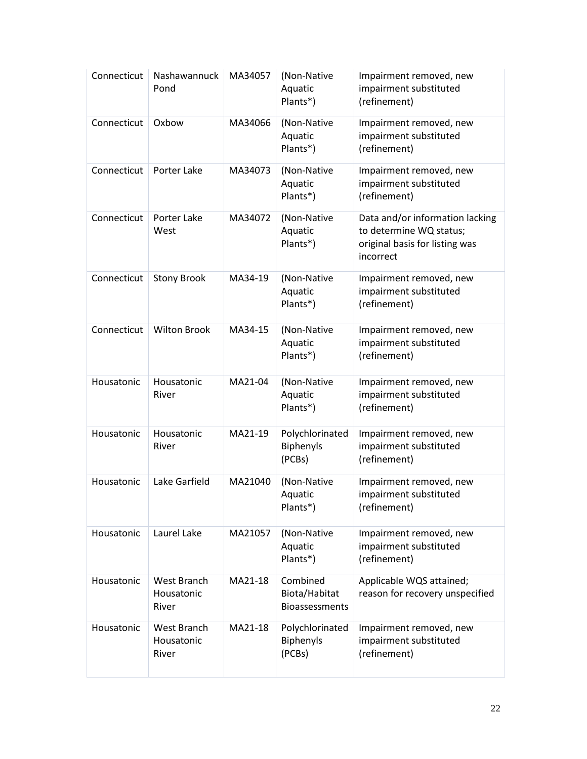| Connecticut | Nashawannuck Pond | MA34057 | (Non-Native Aquatic Plants*) | Impairment removed, new impairment substituted (refinement) |
|---|---|---|---|---|
| Connecticut | Oxbow | MA34066 | (Non-Native Aquatic Plants*) | Impairment removed, new impairment substituted (refinement) |
| Connecticut | Porter Lake | MA34073 | (Non-Native Aquatic Plants*) | Impairment removed, new impairment substituted (refinement) |
| Connecticut | Porter Lake West | MA34072 | (Non-Native Aquatic Plants*) | Data and/or information lacking to determine WQ status; original basis for listing was incorrect |
| Connecticut | Stony Brook | MA34-19 | (Non-Native Aquatic Plants*) | Impairment removed, new impairment substituted (refinement) |
| Connecticut | Wilton Brook | MA34-15 | (Non-Native Aquatic Plants*) | Impairment removed, new impairment substituted (refinement) |
| Housatonic | Housatonic River | MA21-04 | (Non-Native Aquatic Plants*) | Impairment removed, new impairment substituted (refinement) |
| Housatonic | Housatonic River | MA21-19 | Polychlorinated Biphenyls (PCBs) | Impairment removed, new impairment substituted (refinement) |
| Housatonic | Lake Garfield | MA21040 | (Non-Native Aquatic Plants*) | Impairment removed, new impairment substituted (refinement) |
| Housatonic | Laurel Lake | MA21057 | (Non-Native Aquatic Plants*) | Impairment removed, new impairment substituted (refinement) |
| Housatonic | West Branch Housatonic River | MA21-18 | Combined Biota/Habitat Bioassessments | Applicable WQS attained; reason for recovery unspecified |
| Housatonic | West Branch Housatonic River | MA21-18 | Polychlorinated Biphenyls (PCBs) | Impairment removed, new impairment substituted (refinement) |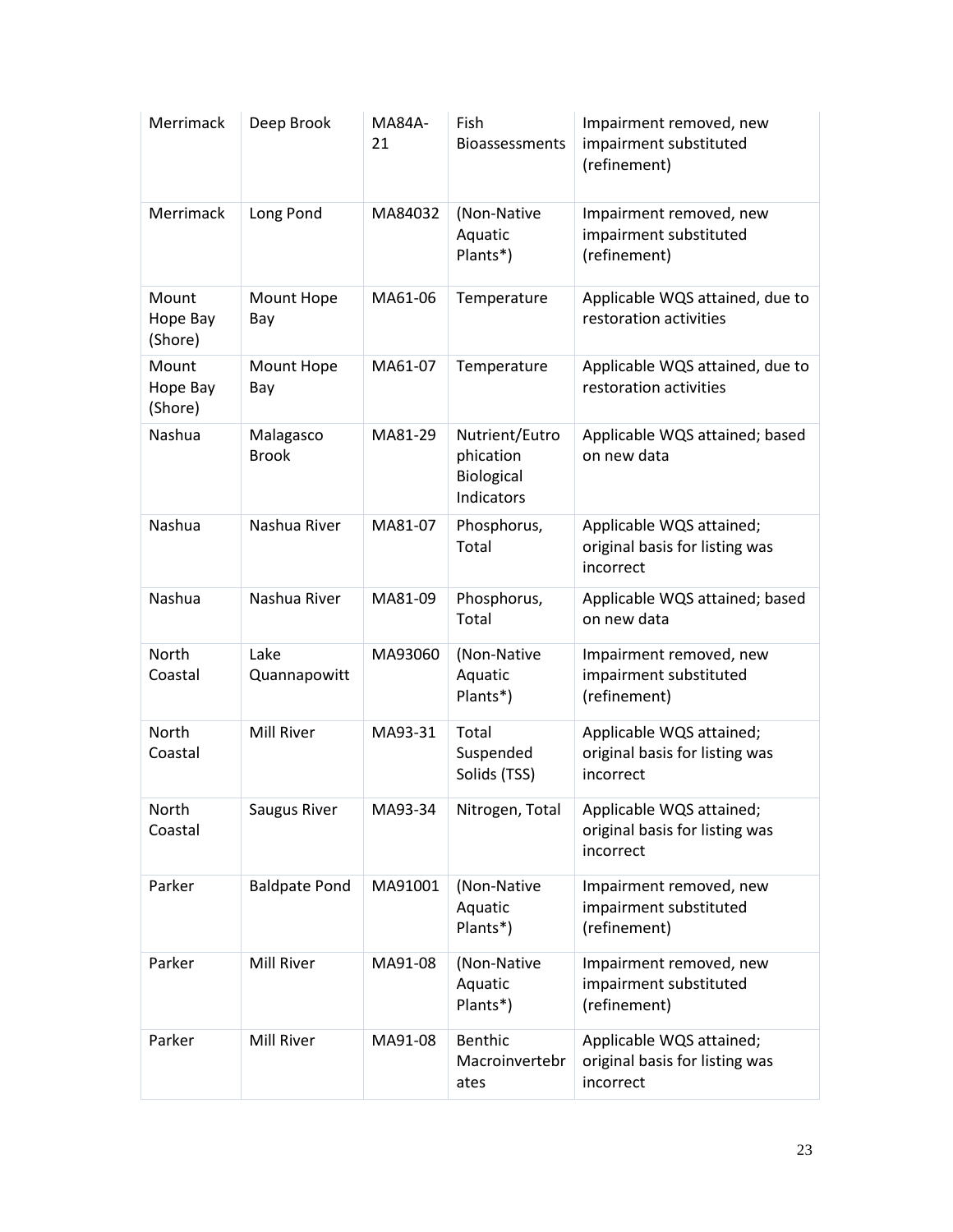| Merrimack | Deep Brook | MA84A-21 | Fish Bioassessments | Impairment removed, new impairment substituted (refinement) |
|---|---|---|---|---|
| Merrimack | Long Pond | MA84032 | (Non-Native Aquatic Plants*) | Impairment removed, new impairment substituted (refinement) |
| Mount Hope Bay (Shore) | Mount Hope Bay | MA61-06 | Temperature | Applicable WQS attained, due to restoration activities |
| Mount Hope Bay (Shore) | Mount Hope Bay | MA61-07 | Temperature | Applicable WQS attained, due to restoration activities |
| Nashua | Malagasco Brook | MA81-29 | Nutrient/Eutrophication Biological Indicators | Applicable WQS attained; based on new data |
| Nashua | Nashua River | MA81-07 | Phosphorus, Total | Applicable WQS attained; original basis for listing was incorrect |
| Nashua | Nashua River | MA81-09 | Phosphorus, Total | Applicable WQS attained; based on new data |
| North Coastal | Lake Quannapowitt | MA93060 | (Non-Native Aquatic Plants*) | Impairment removed, new impairment substituted (refinement) |
| North Coastal | Mill River | MA93-31 | Total Suspended Solids (TSS) | Applicable WQS attained; original basis for listing was incorrect |
| North Coastal | Saugus River | MA93-34 | Nitrogen, Total | Applicable WQS attained; original basis for listing was incorrect |
| Parker | Baldpate Pond | MA91001 | (Non-Native Aquatic Plants*) | Impairment removed, new impairment substituted (refinement) |
| Parker | Mill River | MA91-08 | (Non-Native Aquatic Plants*) | Impairment removed, new impairment substituted (refinement) |
| Parker | Mill River | MA91-08 | Benthic Macroinvertebrates | Applicable WQS attained; original basis for listing was incorrect |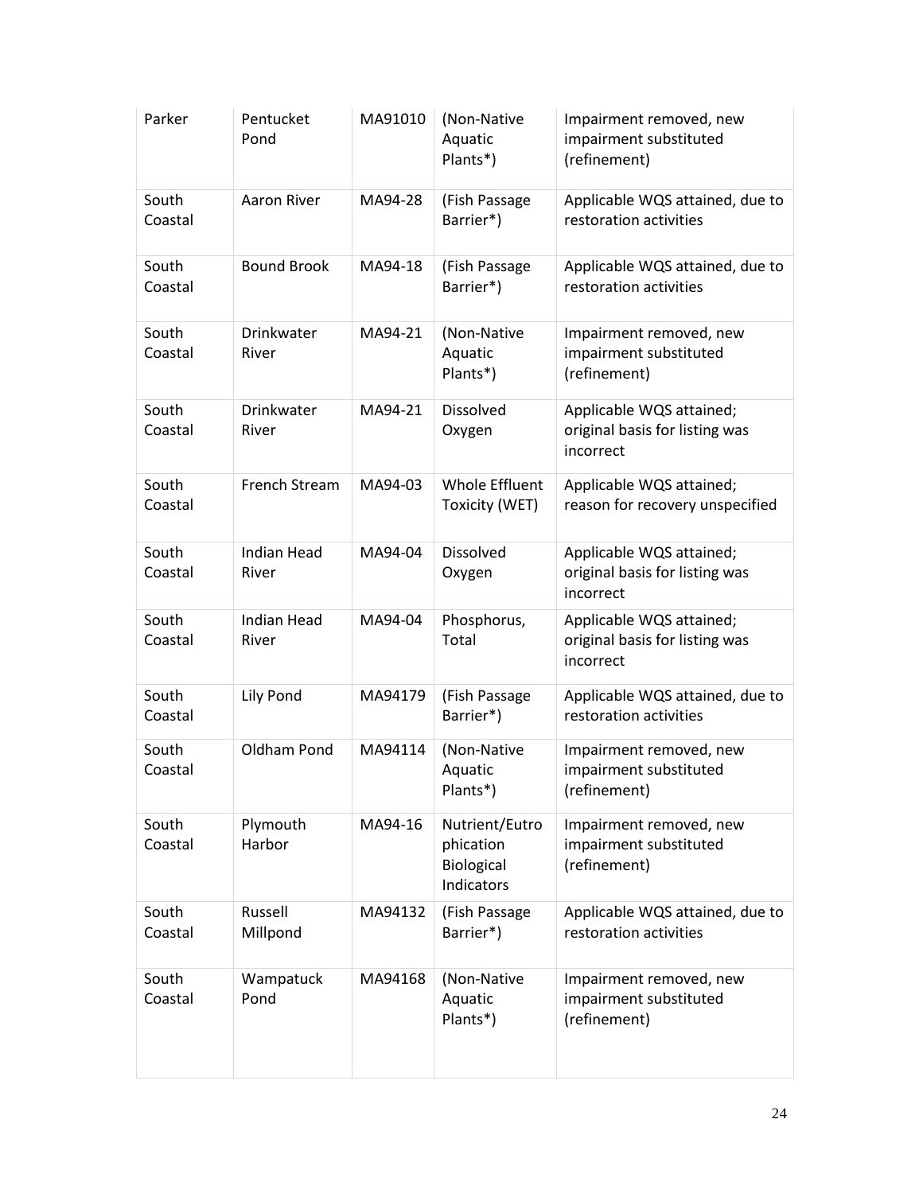| Parker | Pentucket Pond | MA91010 | (Non-Native Aquatic Plants*) | Impairment removed, new impairment substituted (refinement) |
|---|---|---|---|---|
| South Coastal | Aaron River | MA94-28 | (Fish Passage Barrier*) | Applicable WQS attained, due to restoration activities |
| South Coastal | Bound Brook | MA94-18 | (Fish Passage Barrier*) | Applicable WQS attained, due to restoration activities |
| South Coastal | Drinkwater River | MA94-21 | (Non-Native Aquatic Plants*) | Impairment removed, new impairment substituted (refinement) |
| South Coastal | Drinkwater River | MA94-21 | Dissolved Oxygen | Applicable WQS attained; original basis for listing was incorrect |
| South Coastal | French Stream | MA94-03 | Whole Effluent Toxicity (WET) | Applicable WQS attained; reason for recovery unspecified |
| South Coastal | Indian Head River | MA94-04 | Dissolved Oxygen | Applicable WQS attained; original basis for listing was incorrect |
| South Coastal | Indian Head River | MA94-04 | Phosphorus, Total | Applicable WQS attained; original basis for listing was incorrect |
| South Coastal | Lily Pond | MA94179 | (Fish Passage Barrier*) | Applicable WQS attained, due to restoration activities |
| South Coastal | Oldham Pond | MA94114 | (Non-Native Aquatic Plants*) | Impairment removed, new impairment substituted (refinement) |
| South Coastal | Plymouth Harbor | MA94-16 | Nutrient/Eutrophication Biological Indicators | Impairment removed, new impairment substituted (refinement) |
| South Coastal | Russell Millpond | MA94132 | (Fish Passage Barrier*) | Applicable WQS attained, due to restoration activities |
| South Coastal | Wampatuck Pond | MA94168 | (Non-Native Aquatic Plants*) | Impairment removed, new impairment substituted (refinement) |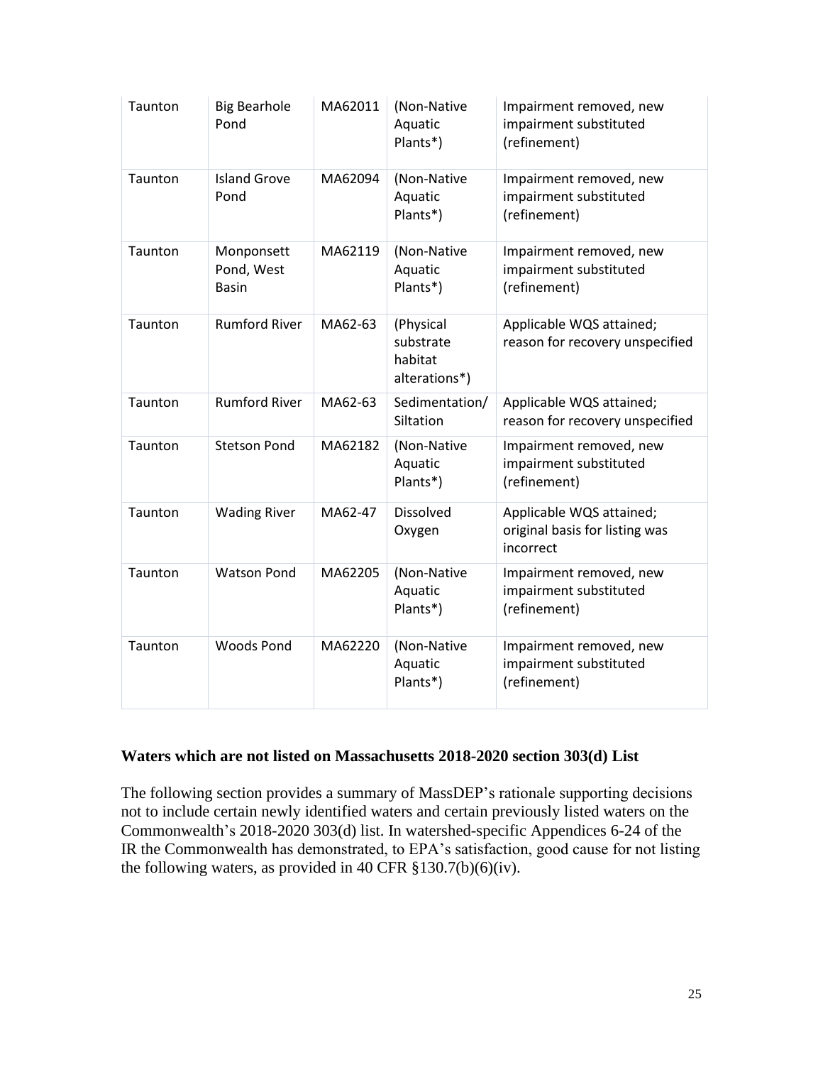| Taunton | Big Bearhole Pond | MA62011 | (Non-Native Aquatic Plants*) | Impairment removed, new impairment substituted (refinement) |
|---|---|---|---|---|
| Taunton | Island Grove Pond | MA62094 | (Non-Native Aquatic Plants*) | Impairment removed, new impairment substituted (refinement) |
| Taunton | Monponsett Pond, West Basin | MA62119 | (Non-Native Aquatic Plants*) | Impairment removed, new impairment substituted (refinement) |
| Taunton | Rumford River | MA62-63 | (Physical substrate habitat alterations*) | Applicable WQS attained; reason for recovery unspecified |
| Taunton | Rumford River | MA62-63 | Sedimentation/ Siltation | Applicable WQS attained; reason for recovery unspecified |
| Taunton | Stetson Pond | MA62182 | (Non-Native Aquatic Plants*) | Impairment removed, new impairment substituted (refinement) |
| Taunton | Wading River | MA62-47 | Dissolved Oxygen | Applicable WQS attained; original basis for listing was incorrect |
| Taunton | Watson Pond | MA62205 | (Non-Native Aquatic Plants*) | Impairment removed, new impairment substituted (refinement) |
| Taunton | Woods Pond | MA62220 | (Non-Native Aquatic Plants*) | Impairment removed, new impairment substituted (refinement) |

### Waters which are not listed on Massachusetts 2018-2020 section 303(d) List

The following section provides a summary of MassDEP's rationale supporting decisions not to include certain newly identified waters and certain previously listed waters on the Commonwealth's 2018-2020 303(d) list. In watershed-specific Appendices 6-24 of the IR the Commonwealth has demonstrated, to EPA's satisfaction, good cause for not listing the following waters, as provided in 40 CFR §130.7(b)(6)(iv).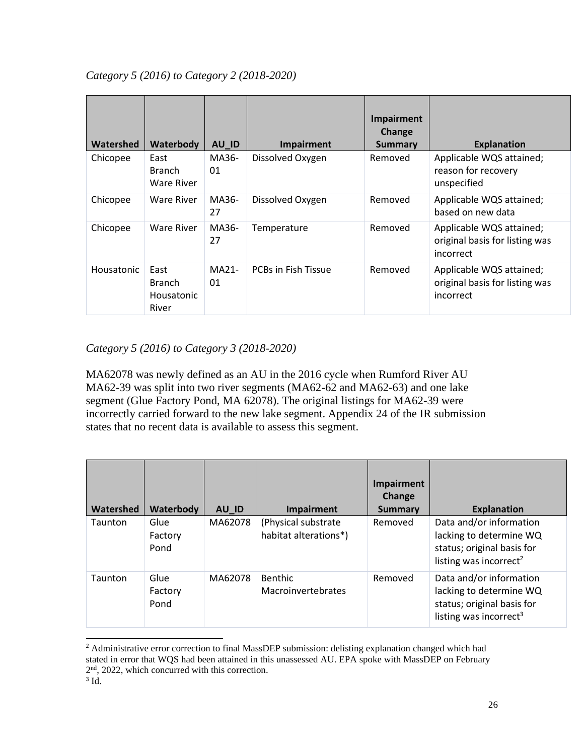*Category 5 (2016) to Category 2 (2018-2020)*

| Watershed | Waterbody | AU_ID | Impairment | Impairment Change Summary | Explanation |
|---|---|---|---|---|---|
| Chicopee | East Branch Ware River | MA36-01 | Dissolved Oxygen | Removed | Applicable WQS attained; reason for recovery unspecified |
| Chicopee | Ware River | MA36-27 | Dissolved Oxygen | Removed | Applicable WQS attained; based on new data |
| Chicopee | Ware River | MA36-27 | Temperature | Removed | Applicable WQS attained; original basis for listing was incorrect |
| Housatonic | East Branch Housatonic River | MA21-01 | PCBs in Fish Tissue | Removed | Applicable WQS attained; original basis for listing was incorrect |

*Category 5 (2016) to Category 3 (2018-2020)*

MA62078 was newly defined as an AU in the 2016 cycle when Rumford River AU MA62-39 was split into two river segments (MA62-62 and MA62-63) and one lake segment (Glue Factory Pond, MA 62078). The original listings for MA62-39 were incorrectly carried forward to the new lake segment. Appendix 24 of the IR submission states that no recent data is available to assess this segment.

| Watershed | Waterbody | AU_ID | Impairment | Impairment Change Summary | Explanation |
|---|---|---|---|---|---|
| Taunton | Glue Factory Pond | MA62078 | (Physical substrate habitat alterations*) | Removed | Data and/or information lacking to determine WQ status; original basis for listing was incorrect[2] |
| Taunton | Glue Factory Pond | MA62078 | Benthic Macroinvertebrates | Removed | Data and/or information lacking to determine WQ status; original basis for listing was incorrect[3] |

[2] Administrative error correction to final MassDEP submission: delisting explanation changed which had stated in error that WQS had been attained in this unassessed AU. EPA spoke with MassDEP on February 2nd, 2022, which concurred with this correction.

[3] Id.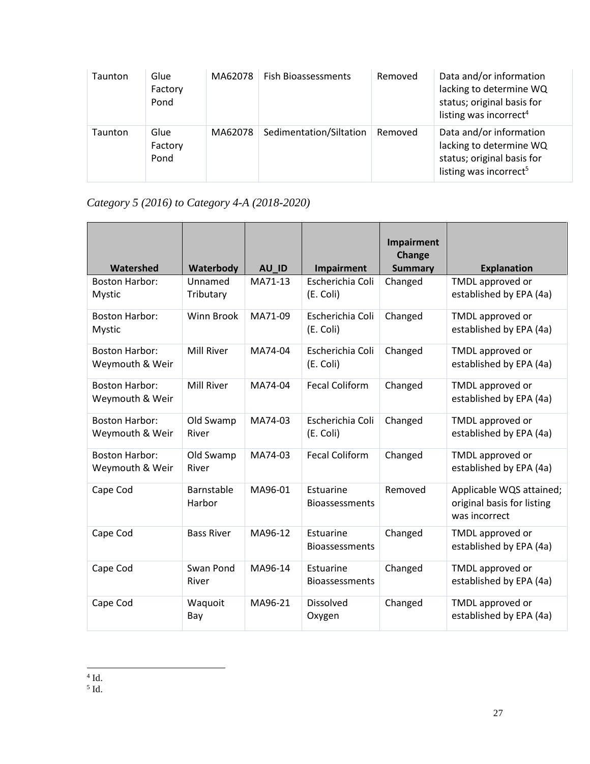| Taunton | Glue Factory Pond | MA62078 | Fish Bioassessments | Removed | Data and/or information lacking to determine WQ status; original basis for listing was incorrect[4] |
|---|---|---|---|---|---|
| Taunton | Glue Factory Pond | MA62078 | Sedimentation/Siltation | Removed | Data and/or information lacking to determine WQ status; original basis for listing was incorrect[5] |

*Category 5 (2016) to Category 4-A (2018-2020)*

| Watershed | Waterbody | AU_ID | Impairment | Impairment Change Summary | Explanation |
|---|---|---|---|---|---|
| Boston Harbor: Mystic | Unnamed Tributary | MA71-13 | Escherichia Coli (E. Coli) | Changed | TMDL approved or established by EPA (4a) |
| Boston Harbor: Mystic | Winn Brook | MA71-09 | Escherichia Coli (E. Coli) | Changed | TMDL approved or established by EPA (4a) |
| Boston Harbor: Weymouth & Weir | Mill River | MA74-04 | Escherichia Coli (E. Coli) | Changed | TMDL approved or established by EPA (4a) |
| Boston Harbor: Weymouth & Weir | Mill River | MA74-04 | Fecal Coliform | Changed | TMDL approved or established by EPA (4a) |
| Boston Harbor: Weymouth & Weir | Old Swamp River | MA74-03 | Escherichia Coli (E. Coli) | Changed | TMDL approved or established by EPA (4a) |
| Boston Harbor: Weymouth & Weir | Old Swamp River | MA74-03 | Fecal Coliform | Changed | TMDL approved or established by EPA (4a) |
| Cape Cod | Barnstable Harbor | MA96-01 | Estuarine Bioassessments | Removed | Applicable WQS attained; original basis for listing was incorrect |
| Cape Cod | Bass River | MA96-12 | Estuarine Bioassessments | Changed | TMDL approved or established by EPA (4a) |
| Cape Cod | Swan Pond River | MA96-14 | Estuarine Bioassessments | Changed | TMDL approved or established by EPA (4a) |
| Cape Cod | Waquoit Bay | MA96-21 | Dissolved Oxygen | Changed | TMDL approved or established by EPA (4a) |

[4] Id.
[5] Id.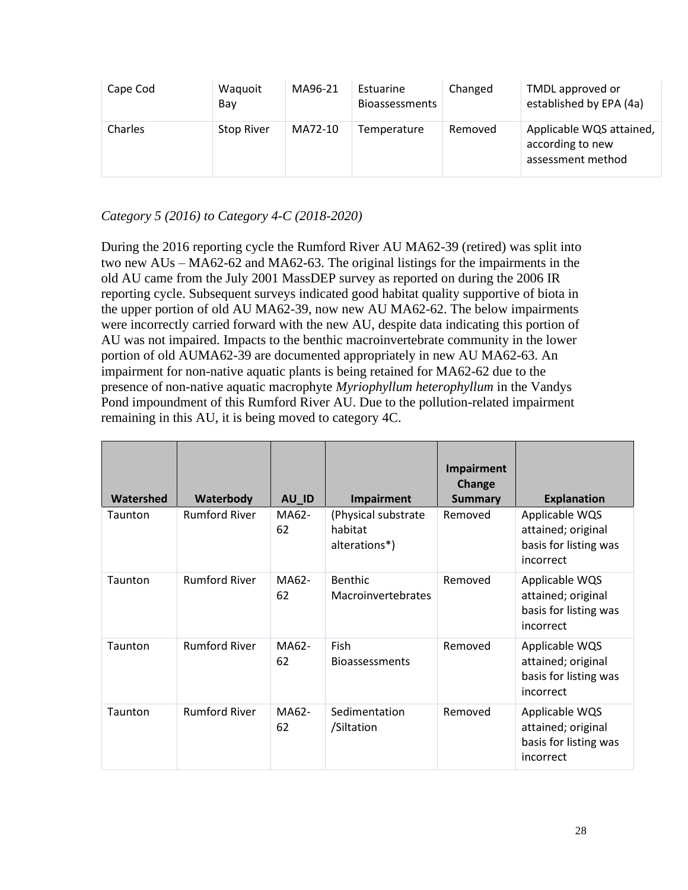| Cape Cod | Waquoit Bay | MA96-21 | Estuarine Bioassessments | Changed | TMDL approved or established by EPA (4a) |
|---|---|---|---|---|---|
| Charles | Stop River | MA72-10 | Temperature | Removed | Applicable WQS attained, according to new assessment method |

*Category 5 (2016) to Category 4-C (2018-2020)*

During the 2016 reporting cycle the Rumford River AU MA62-39 (retired) was split into two new AUs – MA62-62 and MA62-63. The original listings for the impairments in the old AU came from the July 2001 MassDEP survey as reported on during the 2006 IR reporting cycle. Subsequent surveys indicated good habitat quality supportive of biota in the upper portion of old AU MA62-39, now new AU MA62-62. The below impairments were incorrectly carried forward with the new AU, despite data indicating this portion of AU was not impaired. Impacts to the benthic macroinvertebrate community in the lower portion of old AUMA62-39 are documented appropriately in new AU MA62-63. An impairment for non-native aquatic plants is being retained for MA62-62 due to the presence of non-native aquatic macrophyte *Myriophyllum heterophyllum* in the Vandys Pond impoundment of this Rumford River AU. Due to the pollution-related impairment remaining in this AU, it is being moved to category 4C.

| Watershed | Waterbody | AU_ID | Impairment | Impairment Change Summary | Explanation |
|---|---|---|---|---|---|
| Taunton | Rumford River | MA62-62 | (Physical substrate habitat alterations*) | Removed | Applicable WQS attained; original basis for listing was incorrect |
| Taunton | Rumford River | MA62-62 | Benthic Macroinvertebrates | Removed | Applicable WQS attained; original basis for listing was incorrect |
| Taunton | Rumford River | MA62-62 | Fish Bioassessments | Removed | Applicable WQS attained; original basis for listing was incorrect |
| Taunton | Rumford River | MA62-62 | Sedimentation /Siltation | Removed | Applicable WQS attained; original basis for listing was incorrect |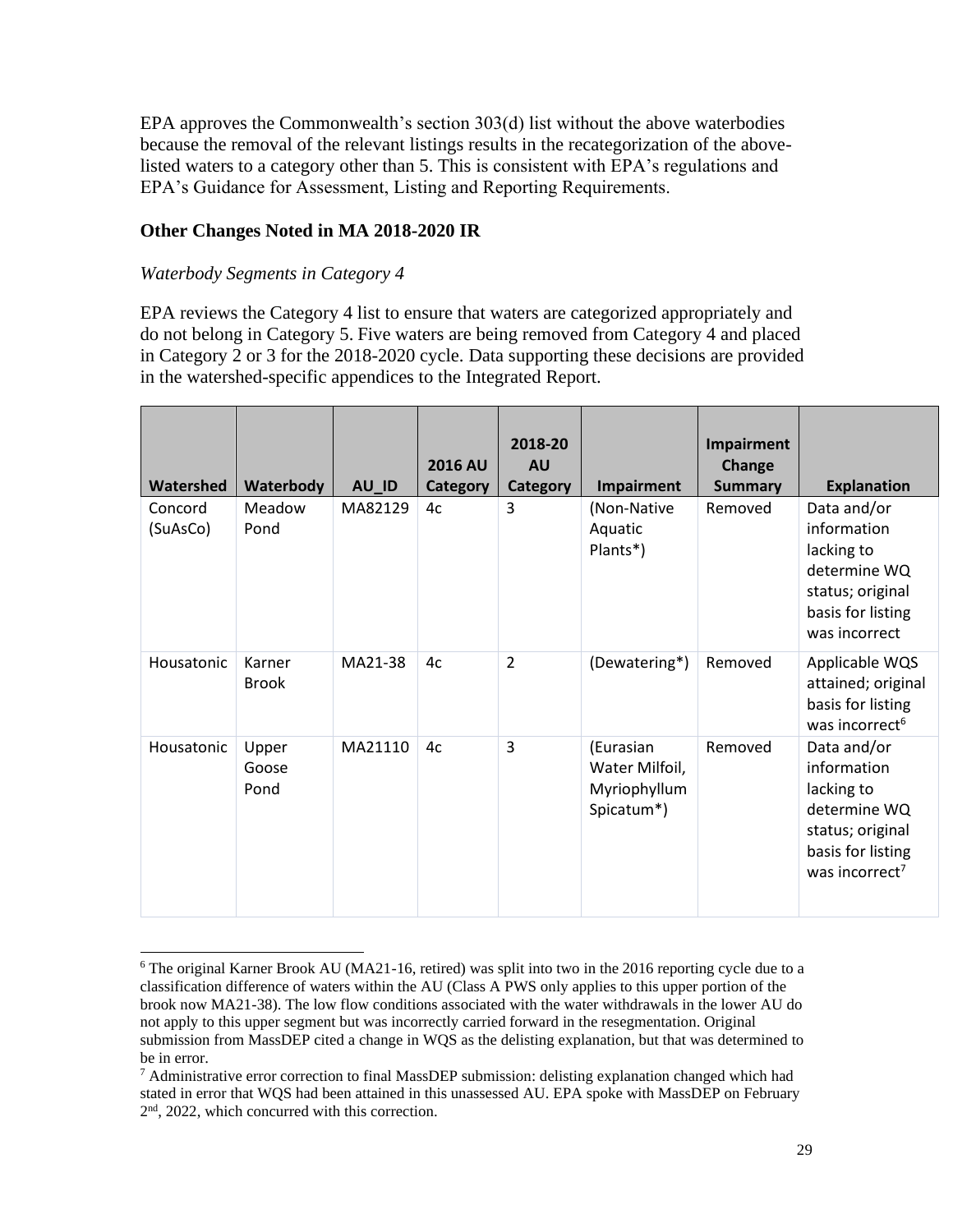EPA approves the Commonwealth's section 303(d) list without the above waterbodies because the removal of the relevant listings results in the recategorization of the above-listed waters to a category other than 5. This is consistent with EPA's regulations and EPA's Guidance for Assessment, Listing and Reporting Requirements.

## Other Changes Noted in MA 2018-2020 IR

### *Waterbody Segments in Category 4*

EPA reviews the Category 4 list to ensure that waters are categorized appropriately and do not belong in Category 5. Five waters are being removed from Category 4 and placed in Category 2 or 3 for the 2018-2020 cycle. Data supporting these decisions are provided in the watershed-specific appendices to the Integrated Report.

| Watershed | Waterbody | AU_ID | 2016 AU Category | 2018-20 AU Category | Impairment | Impairment Change Summary | Explanation |
|---|---|---|---|---|---|---|---|
| Concord (SuAsCo) | Meadow Pond | MA82129 | 4c | 3 | (Non-Native Aquatic Plants*) | Removed | Data and/or information lacking to determine WQ status; original basis for listing was incorrect |
| Housatonic | Karner Brook | MA21-38 | 4c | 2 | (Dewatering*) | Removed | Applicable WQS attained; original basis for listing was incorrect[6] |
| Housatonic | Upper Goose Pond | MA21110 | 4c | 3 | (Eurasian Water Milfoil, Myriophyllum Spicatum*) | Removed | Data and/or information lacking to determine WQ status; original basis for listing was incorrect[7] |

[6] The original Karner Brook AU (MA21-16, retired) was split into two in the 2016 reporting cycle due to a classification difference of waters within the AU (Class A PWS only applies to this upper portion of the brook now MA21-38). The low flow conditions associated with the water withdrawals in the lower AU do not apply to this upper segment but was incorrectly carried forward in the resegmentation. Original submission from MassDEP cited a change in WQS as the delisting explanation, but that was determined to be in error.

[7] Administrative error correction to final MassDEP submission: delisting explanation changed which had stated in error that WQS had been attained in this unassessed AU. EPA spoke with MassDEP on February 2nd, 2022, which concurred with this correction.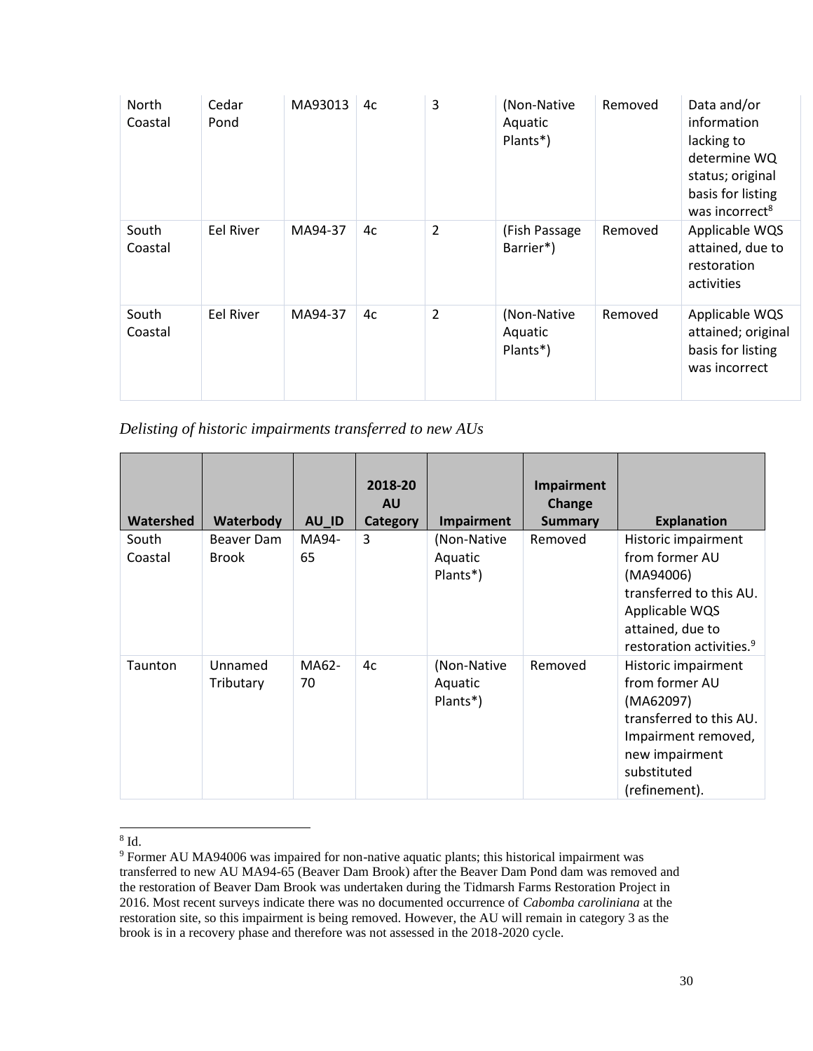| North Coastal | Cedar Pond | MA93013 | 4c | 3 | (Non-Native Aquatic Plants*) | Removed | Data and/or information lacking to determine WQ status; original basis for listing was incorrect[8] |
|---|---|---|---|---|---|---|---|
| South Coastal | Eel River | MA94-37 | 4c | 2 | (Fish Passage Barrier*) | Removed | Applicable WQS attained, due to restoration activities |
| South Coastal | Eel River | MA94-37 | 4c | 2 | (Non-Native Aquatic Plants*) | Removed | Applicable WQS attained; original basis for listing was incorrect |

*Delisting of historic impairments transferred to new AUs*

| Watershed | Waterbody | AU_ID | 2018-20 AU Category | Impairment | Impairment Change Summary | Explanation |
|---|---|---|---|---|---|---|
| South Coastal | Beaver Dam Brook | MA94-65 | 3 | (Non-Native Aquatic Plants*) | Removed | Historic impairment from former AU (MA94006) transferred to this AU. Applicable WQS attained, due to restoration activities.[9] |
| Taunton | Unnamed Tributary | MA62-70 | 4c | (Non-Native Aquatic Plants*) | Removed | Historic impairment from former AU (MA62097) transferred to this AU. Impairment removed, new impairment substituted (refinement). |

[8] Id.

[9] Former AU MA94006 was impaired for non-native aquatic plants; this historical impairment was transferred to new AU MA94-65 (Beaver Dam Brook) after the Beaver Dam Pond dam was removed and the restoration of Beaver Dam Brook was undertaken during the Tidmarsh Farms Restoration Project in 2016. Most recent surveys indicate there was no documented occurrence of *Cabomba caroliniana* at the restoration site, so this impairment is being removed. However, the AU will remain in category 3 as the brook is in a recovery phase and therefore was not assessed in the 2018-2020 cycle.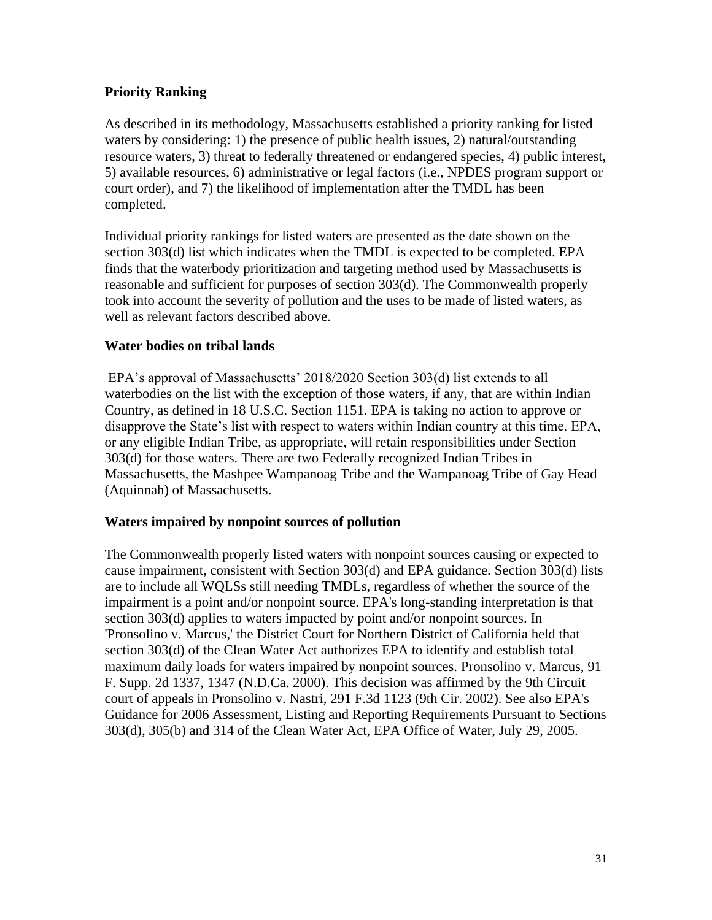**Priority Ranking**

As described in its methodology, Massachusetts established a priority ranking for listed waters by considering: 1) the presence of public health issues, 2) natural/outstanding resource waters, 3) threat to federally threatened or endangered species, 4) public interest, 5) available resources, 6) administrative or legal factors (i.e., NPDES program support or court order), and 7) the likelihood of implementation after the TMDL has been completed.

Individual priority rankings for listed waters are presented as the date shown on the section 303(d) list which indicates when the TMDL is expected to be completed. EPA finds that the waterbody prioritization and targeting method used by Massachusetts is reasonable and sufficient for purposes of section 303(d). The Commonwealth properly took into account the severity of pollution and the uses to be made of listed waters, as well as relevant factors described above.

**Water bodies on tribal lands**

EPA's approval of Massachusetts' 2018/2020 Section 303(d) list extends to all waterbodies on the list with the exception of those waters, if any, that are within Indian Country, as defined in 18 U.S.C. Section 1151. EPA is taking no action to approve or disapprove the State's list with respect to waters within Indian country at this time. EPA, or any eligible Indian Tribe, as appropriate, will retain responsibilities under Section 303(d) for those waters. There are two Federally recognized Indian Tribes in Massachusetts, the Mashpee Wampanoag Tribe and the Wampanoag Tribe of Gay Head (Aquinnah) of Massachusetts.

**Waters impaired by nonpoint sources of pollution**

The Commonwealth properly listed waters with nonpoint sources causing or expected to cause impairment, consistent with Section 303(d) and EPA guidance. Section 303(d) lists are to include all WQLSs still needing TMDLs, regardless of whether the source of the impairment is a point and/or nonpoint source. EPA's long-standing interpretation is that section 303(d) applies to waters impacted by point and/or nonpoint sources. In 'Pronsolino v. Marcus,' the District Court for Northern District of California held that section 303(d) of the Clean Water Act authorizes EPA to identify and establish total maximum daily loads for waters impaired by nonpoint sources. Pronsolino v. Marcus, 91 F. Supp. 2d 1337, 1347 (N.D.Ca. 2000). This decision was affirmed by the 9th Circuit court of appeals in Pronsolino v. Nastri, 291 F.3d 1123 (9th Cir. 2002). See also EPA's Guidance for 2006 Assessment, Listing and Reporting Requirements Pursuant to Sections 303(d), 305(b) and 314 of the Clean Water Act, EPA Office of Water, July 29, 2005.